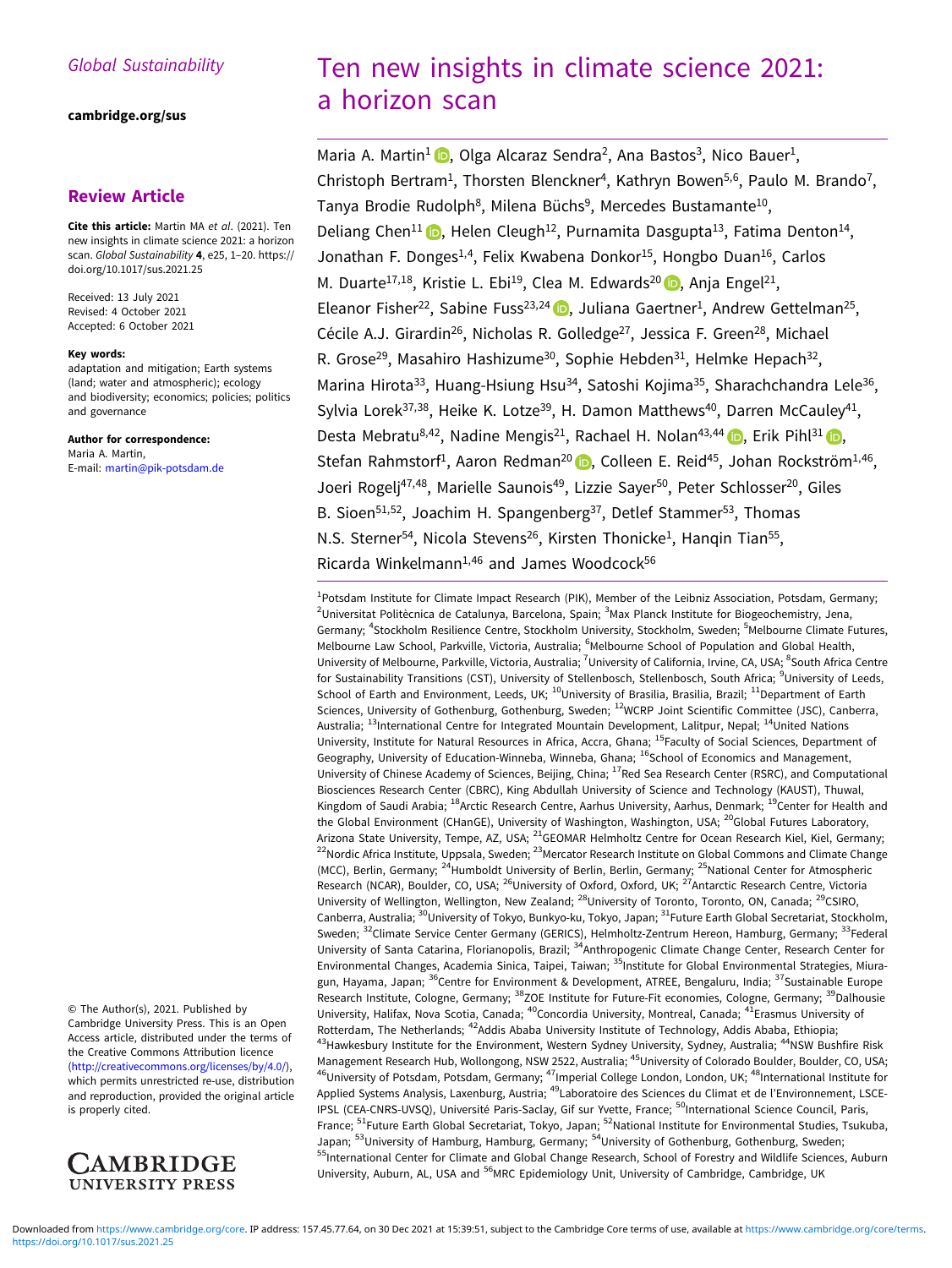*Global Sustainability*

**cambridge.org/sus**

## Review Article

**Cite this article:** Martin MA *et al*. (2021). Ten new insights in climate science 2021: a horizon scan. *Global Sustainability* **4**, e25, 1–20. https://doi.org/10.1017/sus.2021.25

Received: 13 July 2021
Revised: 4 October 2021
Accepted: 6 October 2021

**Key words:**
adaptation and mitigation; Earth systems (land; water and atmospheric); ecology and biodiversity; economics; policies; politics and governance

**Author for correspondence:**
Maria A. Martin,
E-mail: martin@pik-potsdam.de

© The Author(s), 2021. Published by Cambridge University Press. This is an Open Access article, distributed under the terms of the Creative Commons Attribution licence (http://creativecommons.org/licenses/by/4.0/), which permits unrestricted re-use, distribution and reproduction, provided the original article is properly cited.

# Ten new insights in climate science 2021: a horizon scan

Maria A. Martin[1], Olga Alcaraz Sendra[2], Ana Bastos[3], Nico Bauer[1], Christoph Bertram[1], Thorsten Blenckner[4], Kathryn Bowen[5,6], Paulo M. Brando[7], Tanya Brodie Rudolph[8], Milena Büchs[9], Mercedes Bustamante[10], Deliang Chen[11], Helen Cleugh[12], Purnamita Dasgupta[13], Fatima Denton[14], Jonathan F. Donges[1,4], Felix Kwabena Donkor[15], Hongbo Duan[16], Carlos M. Duarte[17,18], Kristie L. Ebi[19], Clea M. Edwards[20], Anja Engel[21], Eleanor Fisher[22], Sabine Fuss[23,24], Juliana Gaertner[1], Andrew Gettelman[25], Cécile A.J. Girardin[26], Nicholas R. Golledge[27], Jessica F. Green[28], Michael R. Grose[29], Masahiro Hashizume[30], Sophie Hebden[31], Helmke Hepach[32], Marina Hirota[33], Huang-Hsiung Hsu[34], Satoshi Kojima[35], Sharachchandra Lele[36], Sylvia Lorek[37,38], Heike K. Lotze[39], H. Damon Matthews[40], Darren McCauley[41], Desta Mebratu[8,42], Nadine Mengis[21], Rachael H. Nolan[43,44], Erik Pihl[31], Stefan Rahmstorf[1], Aaron Redman[20], Colleen E. Reid[45], Johan Rockström[1,46], Joeri Rogelj[47,48], Marielle Saunois[49], Lizzie Sayer[50], Peter Schlosser[20], Giles B. Sioen[51,52], Joachim H. Spangenberg[37], Detlef Stammer[53], Thomas N.S. Sterner[54], Nicola Stevens[26], Kirsten Thonicke[1], Hanqin Tian[55], Ricarda Winkelmann[1,46] and James Woodcock[56]

[1]Potsdam Institute for Climate Impact Research (PIK), Member of the Leibniz Association, Potsdam, Germany; [2]Universitat Politècnica de Catalunya, Barcelona, Spain; [3]Max Planck Institute for Biogeochemistry, Jena, Germany; [4]Stockholm Resilience Centre, Stockholm University, Stockholm, Sweden; [5]Melbourne Climate Futures, Melbourne Law School, Parkville, Victoria, Australia; [6]Melbourne School of Population and Global Health, University of Melbourne, Parkville, Victoria, Australia; [7]University of California, Irvine, CA, USA; [8]South Africa Centre for Sustainability Transitions (CST), University of Stellenbosch, Stellenbosch, South Africa; [9]University of Leeds, School of Earth and Environment, Leeds, UK; [10]University of Brasilia, Brasilia, Brazil; [11]Department of Earth Sciences, University of Gothenburg, Gothenburg, Sweden; [12]WCRP Joint Scientific Committee (JSC), Canberra, Australia; [13]International Centre for Integrated Mountain Development, Lalitpur, Nepal; [14]United Nations University, Institute for Natural Resources in Africa, Accra, Ghana; [15]Faculty of Social Sciences, Department of Geography, University of Education-Winneba, Winneba, Ghana; [16]School of Economics and Management, University of Chinese Academy of Sciences, Beijing, China; [17]Red Sea Research Center (RSRC), and Computational Biosciences Research Center (CBRC), King Abdullah University of Science and Technology (KAUST), Thuwal, Kingdom of Saudi Arabia; [18]Arctic Research Centre, Aarhus University, Aarhus, Denmark; [19]Center for Health and the Global Environment (CHanGE), University of Washington, Washington, USA; [20]Global Futures Laboratory, Arizona State University, Tempe, AZ, USA; [21]GEOMAR Helmholtz Centre for Ocean Research Kiel, Kiel, Germany; [22]Nordic Africa Institute, Uppsala, Sweden; [23]Mercator Research Institute on Global Commons and Climate Change (MCC), Berlin, Germany; [24]Humboldt University of Berlin, Berlin, Germany; [25]National Center for Atmospheric Research (NCAR), Boulder, CO, USA; [26]University of Oxford, Oxford, UK; [27]Antarctic Research Centre, Victoria University of Wellington, Wellington, New Zealand; [28]University of Toronto, Toronto, ON, Canada; [29]CSIRO, Canberra, Australia; [30]University of Tokyo, Bunkyo-ku, Tokyo, Japan; [31]Future Earth Global Secretariat, Stockholm, Sweden; [32]Climate Service Center Germany (GERICS), Helmholtz-Zentrum Hereon, Hamburg, Germany; [33]Federal University of Santa Catarina, Florianopolis, Brazil; [34]Anthropogenic Climate Change Center, Research Center for Environmental Changes, Academia Sinica, Taipei, Taiwan; [35]Institute for Global Environmental Strategies, Miura-gun, Hayama, Japan; [36]Centre for Environment & Development, ATREE, Bengaluru, India; [37]Sustainable Europe Research Institute, Cologne, Germany; [38]ZOE Institute for Future-Fit economies, Cologne, Germany; [39]Dalhousie University, Halifax, Nova Scotia, Canada; [40]Concordia University, Montreal, Canada; [41]Erasmus University of Rotterdam, The Netherlands; [42]Addis Ababa University Institute of Technology, Addis Ababa, Ethiopia; [43]Hawkesbury Institute for the Environment, Western Sydney University, Sydney, Australia; [44]NSW Bushfire Risk Management Research Hub, Wollongong, NSW 2522, Australia; [45]University of Colorado Boulder, Boulder, CO, USA; [46]University of Potsdam, Potsdam, Germany; [47]Imperial College London, London, UK; [48]International Institute for Applied Systems Analysis, Laxenburg, Austria; [49]Laboratoire des Sciences du Climat et de l'Environnement, LSCE-IPSL (CEA-CNRS-UVSQ), Université Paris-Saclay, Gif sur Yvette, France; [50]International Science Council, Paris, France; [51]Future Earth Global Secretariat, Tokyo, Japan; [52]National Institute for Environmental Studies, Tsukuba, Japan; [53]University of Hamburg, Hamburg, Germany; [54]University of Gothenburg, Gothenburg, Sweden; [55]International Center for Climate and Global Change Research, School of Forestry and Wildlife Sciences, Auburn University, Auburn, AL, USA and [56]MRC Epidemiology Unit, University of Cambridge, Cambridge, UK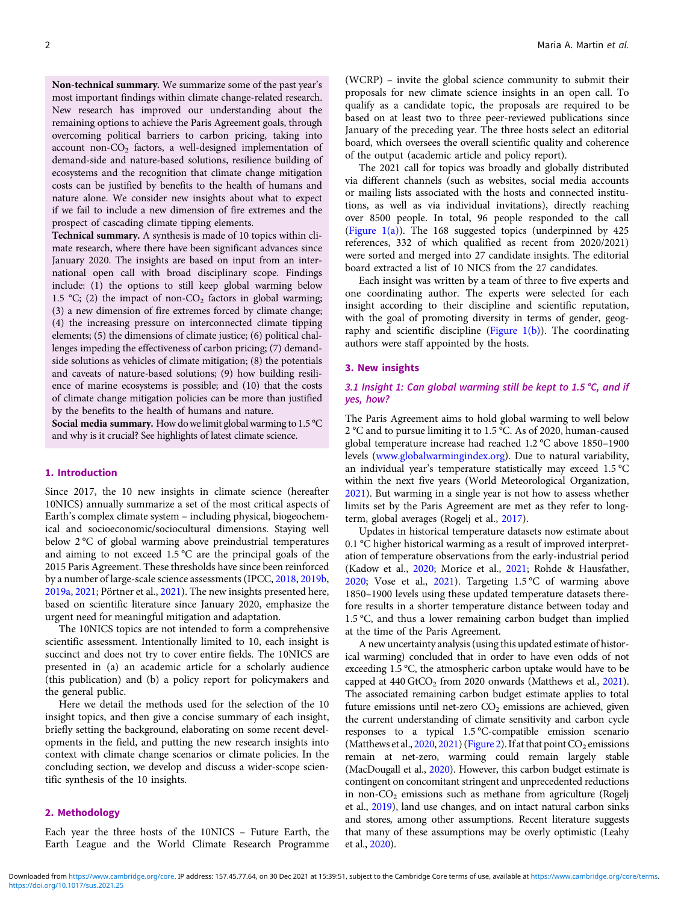**Non-technical summary.** We summarize some of the past year's most important findings within climate change-related research. New research has improved our understanding about the remaining options to achieve the Paris Agreement goals, through overcoming political barriers to carbon pricing, taking into account non-$CO_2$ factors, a well-designed implementation of demand-side and nature-based solutions, resilience building of ecosystems and the recognition that climate change mitigation costs can be justified by benefits to the health of humans and nature alone. We consider new insights about what to expect if we fail to include a new dimension of fire extremes and the prospect of cascading climate tipping elements.

**Technical summary.** A synthesis is made of 10 topics within climate research, where there have been significant advances since January 2020. The insights are based on input from an international open call with broad disciplinary scope. Findings include: (1) the options to still keep global warming below 1.5 °C; (2) the impact of non-$CO_2$ factors in global warming; (3) a new dimension of fire extremes forced by climate change; (4) the increasing pressure on interconnected climate tipping elements; (5) the dimensions of climate justice; (6) political challenges impeding the effectiveness of carbon pricing; (7) demand-side solutions as vehicles of climate mitigation; (8) the potentials and caveats of nature-based solutions; (9) how building resilience of marine ecosystems is possible; and (10) that the costs of climate change mitigation policies can be more than justified by the benefits to the health of humans and nature.

**Social media summary.** How do we limit global warming to 1.5 °C and why is it crucial? See highlights of latest climate science.

## 1. Introduction

Since 2017, the 10 new insights in climate science (hereafter 10NICS) annually summarize a set of the most critical aspects of Earth's complex climate system – including physical, biogeochemical and socioeconomic/sociocultural dimensions. Staying well below 2 °C of global warming above preindustrial temperatures and aiming to not exceed 1.5 °C are the principal goals of the 2015 Paris Agreement. These thresholds have since been reinforced by a number of large-scale science assessments (IPCC, 2018, 2019b, 2019a, 2021; Pörtner et al., 2021). The new insights presented here, based on scientific literature since January 2020, emphasize the urgent need for meaningful mitigation and adaptation.

The 10NICS topics are not intended to form a comprehensive scientific assessment. Intentionally limited to 10, each insight is succinct and does not try to cover entire fields. The 10NICS are presented in (a) an academic article for a scholarly audience (this publication) and (b) a policy report for policymakers and the general public.

Here we detail the methods used for the selection of the 10 insight topics, and then give a concise summary of each insight, briefly setting the background, elaborating on some recent developments in the field, and putting the new research insights into context with climate change scenarios or climate policies. In the concluding section, we develop and discuss a wider-scope scientific synthesis of the 10 insights.

## 2. Methodology

Each year the three hosts of the 10NICS – Future Earth, the Earth League and the World Climate Research Programme (WCRP) – invite the global science community to submit their proposals for new climate science insights in an open call. To qualify as a candidate topic, the proposals are required to be based on at least two to three peer-reviewed publications since January of the preceding year. The three hosts select an editorial board, which oversees the overall scientific quality and coherence of the output (academic article and policy report).

The 2021 call for topics was broadly and globally distributed via different channels (such as websites, social media accounts or mailing lists associated with the hosts and connected institutions, as well as via individual invitations), directly reaching over 8500 people. In total, 96 people responded to the call (Figure 1(a)). The 168 suggested topics (underpinned by 425 references, 332 of which qualified as recent from 2020/2021) were sorted and merged into 27 candidate insights. The editorial board extracted a list of 10 NICS from the 27 candidates.

Each insight was written by a team of three to five experts and one coordinating author. The experts were selected for each insight according to their discipline and scientific reputation, with the goal of promoting diversity in terms of gender, geography and scientific discipline (Figure 1(b)). The coordinating authors were staff appointed by the hosts.

## 3. New insights

### 3.1 Insight 1: Can global warming still be kept to 1.5 °C, and if yes, how?

The Paris Agreement aims to hold global warming to well below 2 °C and to pursue limiting it to 1.5 °C. As of 2020, human-caused global temperature increase had reached 1.2 °C above 1850–1900 levels (www.globalwarmingindex.org). Due to natural variability, an individual year's temperature statistically may exceed 1.5 °C within the next five years (World Meteorological Organization, 2021). But warming in a single year is not how to assess whether limits set by the Paris Agreement are met as they refer to long-term, global averages (Rogelj et al., 2017).

Updates in historical temperature datasets now estimate about 0.1 °C higher historical warming as a result of improved interpretation of temperature observations from the early-industrial period (Kadow et al., 2020; Morice et al., 2021; Rohde & Hausfather, 2020; Vose et al., 2021). Targeting 1.5 °C of warming above 1850–1900 levels using these updated temperature datasets therefore results in a shorter temperature distance between today and 1.5 °C, and thus a lower remaining carbon budget than implied at the time of the Paris Agreement.

A new uncertainty analysis (using this updated estimate of historical warming) concluded that in order to have even odds of not exceeding 1.5 °C, the atmospheric carbon uptake would have to be capped at 440 $GtCO_2$ from 2020 onwards (Matthews et al., 2021). The associated remaining carbon budget estimate applies to total future emissions until net-zero $CO_2$ emissions are achieved, given the current understanding of climate sensitivity and carbon cycle responses to a typical 1.5 °C-compatible emission scenario (Matthews et al., 2020, 2021) (Figure 2). If at that point $CO_2$ emissions remain at net-zero, warming could remain largely stable (MacDougall et al., 2020). However, this carbon budget estimate is contingent on concomitant stringent and unprecedented reductions in non-$CO_2$ emissions such as methane from agriculture (Rogelj et al., 2019), land use changes, and on intact natural carbon sinks and stores, among other assumptions. Recent literature suggests that many of these assumptions may be overly optimistic (Leahy et al., 2020).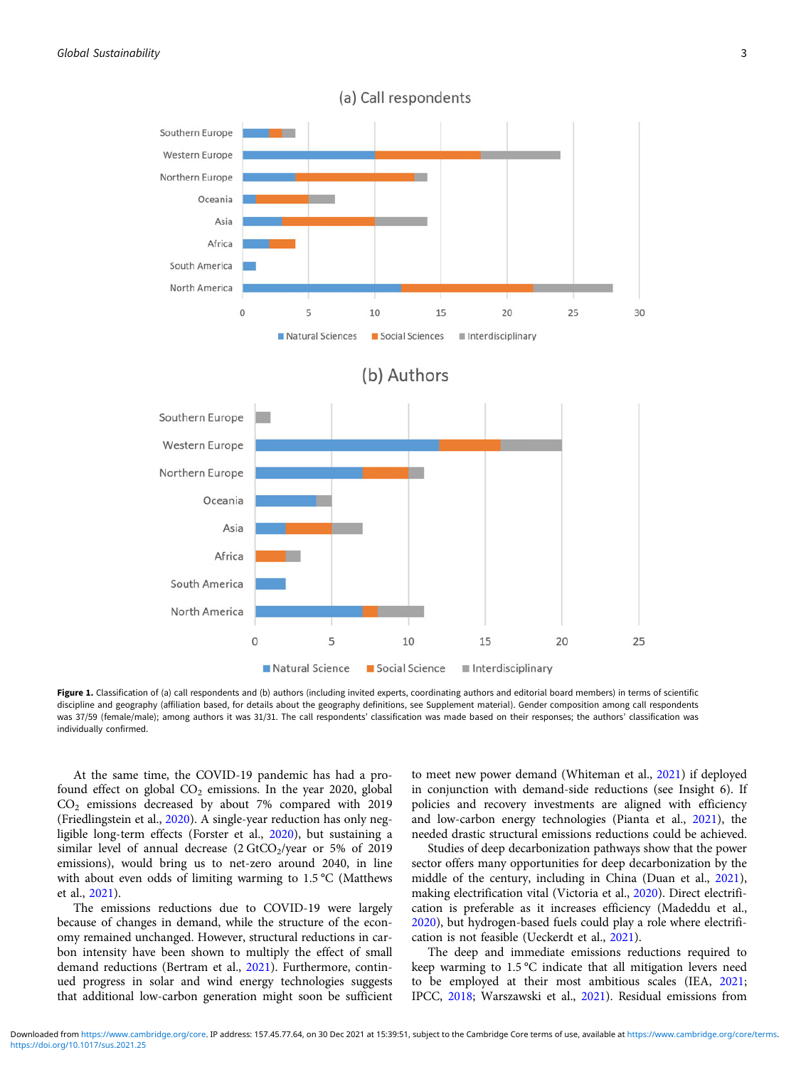**Figure 1.** Classification of (a) call respondents and (b) authors (including invited experts, coordinating authors and editorial board members) in terms of scientific discipline and geography (affiliation based, for details about the geography definitions, see Supplement material). Gender composition among call respondents was 37/59 (female/male); among authors it was 31/31. The call respondents' classification was made based on their responses; the authors' classification was individually confirmed.

At the same time, the COVID-19 pandemic has had a profound effect on global $CO_2$ emissions. In the year 2020, global $CO_2$ emissions decreased by about 7% compared with 2019 (Friedlingstein et al., 2020). A single-year reduction has only negligible long-term effects (Forster et al., 2020), but sustaining a similar level of annual decrease (2 $GtCO_2$/year or 5% of 2019 emissions), would bring us to net-zero around 2040, in line with about even odds of limiting warming to 1.5 °C (Matthews et al., 2021).

The emissions reductions due to COVID-19 were largely because of changes in demand, while the structure of the economy remained unchanged. However, structural reductions in carbon intensity have been shown to multiply the effect of small demand reductions (Bertram et al., 2021). Furthermore, continued progress in solar and wind energy technologies suggests that additional low-carbon generation might soon be sufficient to meet new power demand (Whiteman et al., 2021) if deployed in conjunction with demand-side reductions (see Insight 6). If policies and recovery investments are aligned with efficiency and low-carbon energy technologies (Pianta et al., 2021), the needed drastic structural emissions reductions could be achieved.

Studies of deep decarbonization pathways show that the power sector offers many opportunities for deep decarbonization by the middle of the century, including in China (Duan et al., 2021), making electrification vital (Victoria et al., 2020). Direct electrification is preferable as it increases efficiency (Madeddu et al., 2020), but hydrogen-based fuels could play a role where electrification is not feasible (Ueckerdt et al., 2021).

The deep and immediate emissions reductions required to keep warming to 1.5 °C indicate that all mitigation levers need to be employed at their most ambitious scales (IEA, 2021; IPCC, 2018; Warszawski et al., 2021). Residual emissions from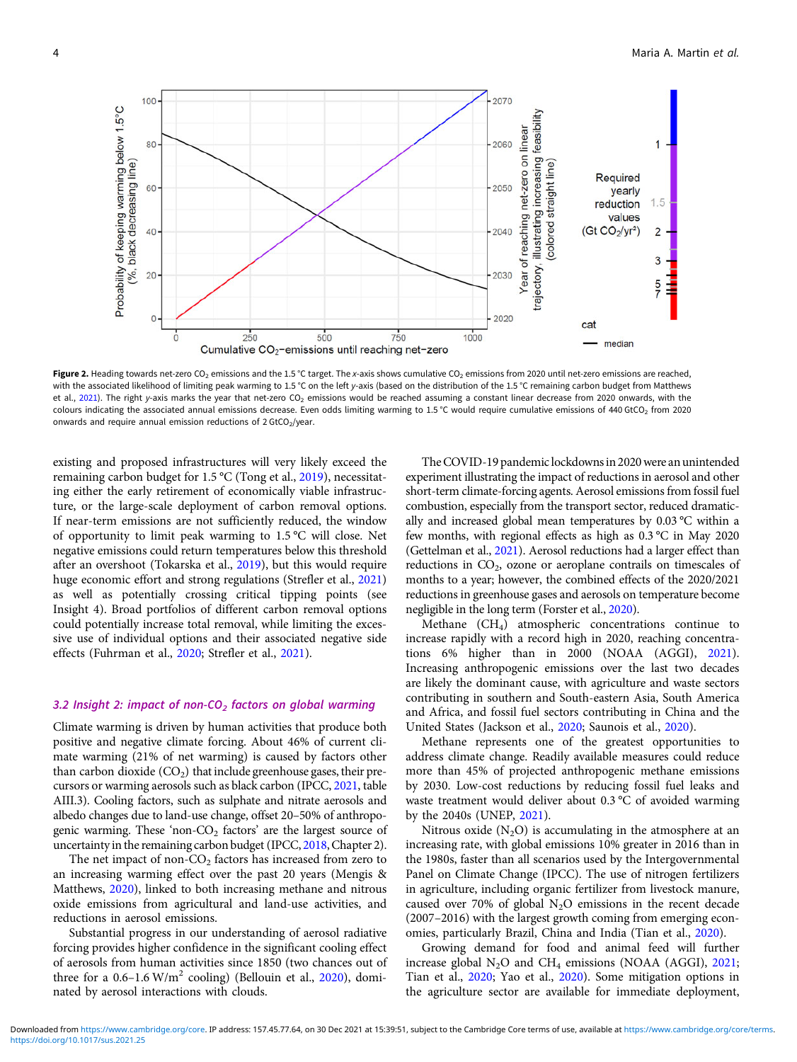**Figure 2.** Heading towards net-zero $CO_2$ emissions and the 1.5 °C target. The *x*-axis shows cumulative $CO_2$ emissions from 2020 until net-zero emissions are reached, with the associated likelihood of limiting peak warming to 1.5 °C on the left *y*-axis (based on the distribution of the 1.5 °C remaining carbon budget from Matthews et al., 2021). The right *y*-axis marks the year that net-zero $CO_2$ emissions would be reached assuming a constant linear decrease from 2020 onwards, with the colours indicating the associated annual emissions decrease. Even odds limiting warming to 1.5 °C would require cumulative emissions of 440 $GtCO_2$ from 2020 onwards and require annual emission reductions of 2 $GtCO_2$/year.

existing and proposed infrastructures will very likely exceed the remaining carbon budget for 1.5 °C (Tong et al., 2019), necessitating either the early retirement of economically viable infrastructure, or the large-scale deployment of carbon removal options. If near-term emissions are not sufficiently reduced, the window of opportunity to limit peak warming to 1.5 °C will close. Net negative emissions could return temperatures below this threshold after an overshoot (Tokarska et al., 2019), but this would require huge economic effort and strong regulations (Strefler et al., 2021) as well as potentially crossing critical tipping points (see Insight 4). Broad portfolios of different carbon removal options could potentially increase total removal, while limiting the excessive use of individual options and their associated negative side effects (Fuhrman et al., 2020; Strefler et al., 2021).

### 3.2 Insight 2: impact of non-$CO_2$ factors on global warming

Climate warming is driven by human activities that produce both positive and negative climate forcing. About 46% of current climate warming (21% of net warming) is caused by factors other than carbon dioxide ($CO_2$) that include greenhouse gases, their precursors or warming aerosols such as black carbon (IPCC, 2021, table AIII.3). Cooling factors, such as sulphate and nitrate aerosols and albedo changes due to land-use change, offset 20–50% of anthropogenic warming. These 'non-$CO_2$ factors' are the largest source of uncertainty in the remaining carbon budget (IPCC, 2018, Chapter 2).

The net impact of non-$CO_2$ factors has increased from zero to an increasing warming effect over the past 20 years (Mengis & Matthews, 2020), linked to both increasing methane and nitrous oxide emissions from agricultural and land-use activities, and reductions in aerosol emissions.

Substantial progress in our understanding of aerosol radiative forcing provides higher confidence in the significant cooling effect of aerosols from human activities since 1850 (two chances out of three for a 0.6–1.6 $W/m^2$ cooling) (Bellouin et al., 2020), dominated by aerosol interactions with clouds.

The COVID-19 pandemic lockdowns in 2020 were an unintended experiment illustrating the impact of reductions in aerosol and other short-term climate-forcing agents. Aerosol emissions from fossil fuel combustion, especially from the transport sector, reduced dramatically and increased global mean temperatures by 0.03 °C within a few months, with regional effects as high as 0.3 °C in May 2020 (Gettelman et al., 2021). Aerosol reductions had a larger effect than reductions in $CO_2$, ozone or aeroplane contrails on timescales of months to a year; however, the combined effects of the 2020/2021 reductions in greenhouse gases and aerosols on temperature become negligible in the long term (Forster et al., 2020).

Methane ($CH_4$) atmospheric concentrations continue to increase rapidly with a record high in 2020, reaching concentrations 6% higher than in 2000 (NOAA (AGGI), 2021). Increasing anthropogenic emissions over the last two decades are likely the dominant cause, with agriculture and waste sectors contributing in southern and South-eastern Asia, South America and Africa, and fossil fuel sectors contributing in China and the United States (Jackson et al., 2020; Saunois et al., 2020).

Methane represents one of the greatest opportunities to address climate change. Readily available measures could reduce more than 45% of projected anthropogenic methane emissions by 2030. Low-cost reductions by reducing fossil fuel leaks and waste treatment would deliver about 0.3 °C of avoided warming by the 2040s (UNEP, 2021).

Nitrous oxide ($N_2O$) is accumulating in the atmosphere at an increasing rate, with global emissions 10% greater in 2016 than in the 1980s, faster than all scenarios used by the Intergovernmental Panel on Climate Change (IPCC). The use of nitrogen fertilizers in agriculture, including organic fertilizer from livestock manure, caused over 70% of global $N_2O$ emissions in the recent decade (2007–2016) with the largest growth coming from emerging economies, particularly Brazil, China and India (Tian et al., 2020).

Growing demand for food and animal feed will further increase global $N_2O$ and $CH_4$ emissions (NOAA (AGGI), 2021; Tian et al., 2020; Yao et al., 2020). Some mitigation options in the agriculture sector are available for immediate deployment,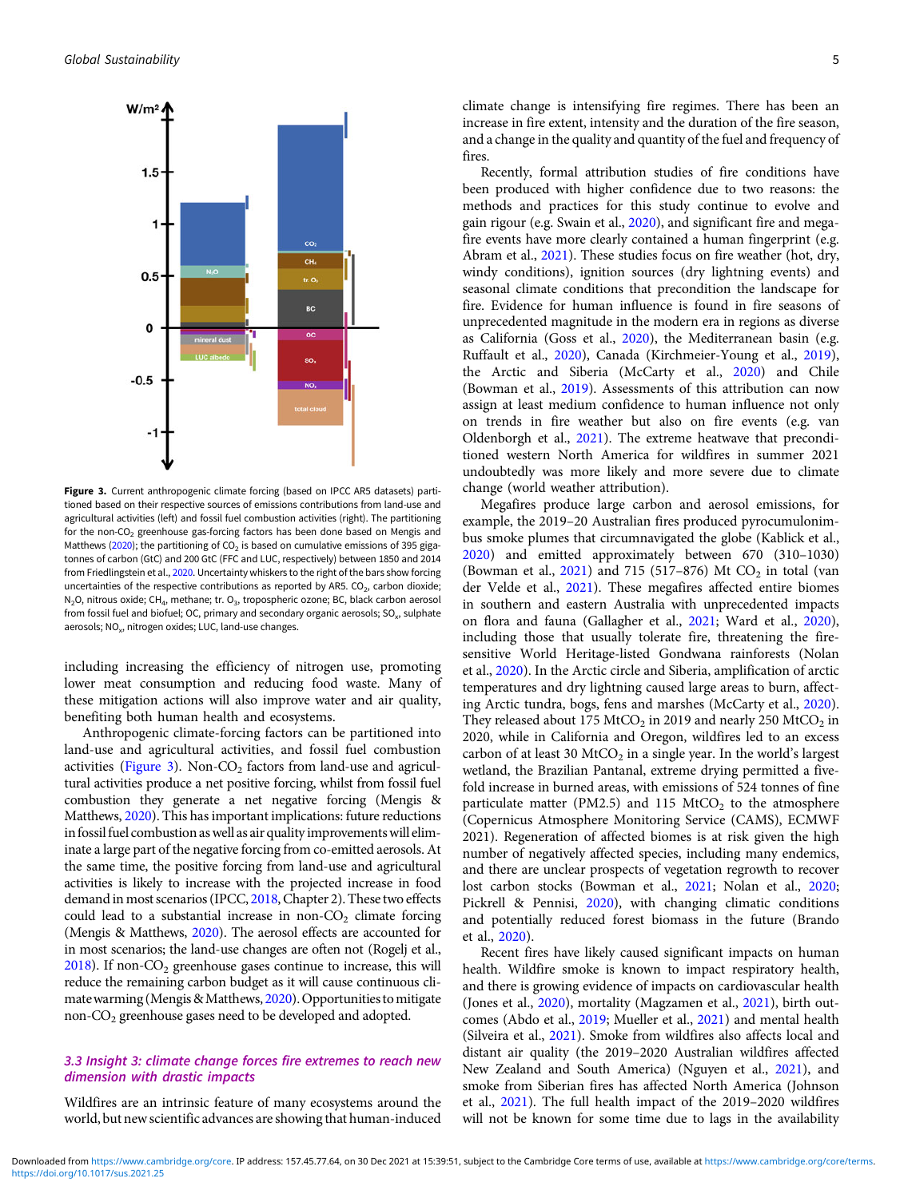**Figure 3.** Current anthropogenic climate forcing (based on IPCC AR5 datasets) partitioned based on their respective sources of emissions contributions from land-use and agricultural activities (left) and fossil fuel combustion activities (right). The partitioning for the non-$CO_2$ greenhouse gas-forcing factors has been done based on Mengis and Matthews (2020); the partitioning of $CO_2$ is based on cumulative emissions of 395 gigatonnes of carbon (GtC) and 200 GtC (FFC and LUC, respectively) between 1850 and 2014 from Friedlingstein et al., 2020. Uncertainty whiskers to the right of the bars show forcing uncertainties of the respective contributions as reported by AR5. $CO_2$, carbon dioxide; $N_2O$, nitrous oxide; $CH_4$, methane; tr. $O_3$, tropospheric ozone; BC, black carbon aerosol from fossil fuel and biofuel; OC, primary and secondary organic aerosols; $SO_x$, sulphate aerosols; $NO_x$, nitrogen oxides; LUC, land-use changes.

including increasing the efficiency of nitrogen use, promoting lower meat consumption and reducing food waste. Many of these mitigation actions will also improve water and air quality, benefiting both human health and ecosystems.

Anthropogenic climate-forcing factors can be partitioned into land-use and agricultural activities, and fossil fuel combustion activities (Figure 3). Non-$CO_2$ factors from land-use and agricultural activities produce a net positive forcing, whilst from fossil fuel combustion they generate a net negative forcing (Mengis & Matthews, 2020). This has important implications: future reductions in fossil fuel combustion as well as air quality improvements will eliminate a large part of the negative forcing from co-emitted aerosols. At the same time, the positive forcing from land-use and agricultural activities is likely to increase with the projected increase in food demand in most scenarios (IPCC, 2018, Chapter 2). These two effects could lead to a substantial increase in non-$CO_2$ climate forcing (Mengis & Matthews, 2020). The aerosol effects are accounted for in most scenarios; the land-use changes are often not (Rogelj et al., 2018). If non-$CO_2$ greenhouse gases continue to increase, this will reduce the remaining carbon budget as it will cause continuous climate warming (Mengis & Matthews, 2020). Opportunities to mitigate non-$CO_2$ greenhouse gases need to be developed and adopted.

### 3.3 Insight 3: climate change forces fire extremes to reach new dimension with drastic impacts

Wildfires are an intrinsic feature of many ecosystems around the world, but new scientific advances are showing that human-induced climate change is intensifying fire regimes. There has been an increase in fire extent, intensity and the duration of the fire season, and a change in the quality and quantity of the fuel and frequency of fires.

Recently, formal attribution studies of fire conditions have been produced with higher confidence due to two reasons: the methods and practices for this study continue to evolve and gain rigour (e.g. Swain et al., 2020), and significant fire and megafire events have more clearly contained a human fingerprint (e.g. Abram et al., 2021). These studies focus on fire weather (hot, dry, windy conditions), ignition sources (dry lightning events) and seasonal climate conditions that precondition the landscape for fire. Evidence for human influence is found in fire seasons of unprecedented magnitude in the modern era in regions as diverse as California (Goss et al., 2020), the Mediterranean basin (e.g. Ruffault et al., 2020), Canada (Kirchmeier-Young et al., 2019), the Arctic and Siberia (McCarty et al., 2020) and Chile (Bowman et al., 2019). Assessments of this attribution can now assign at least medium confidence to human influence not only on trends in fire weather but also on fire events (e.g. van Oldenborgh et al., 2021). The extreme heatwave that preconditioned western North America for wildfires in summer 2021 undoubtedly was more likely and more severe due to climate change (world weather attribution).

Megafires produce large carbon and aerosol emissions, for example, the 2019–20 Australian fires produced pyrocumulonimbus smoke plumes that circumnavigated the globe (Kablick et al., 2020) and emitted approximately between 670 (310–1030) (Bowman et al., 2021) and 715 (517–876) Mt $CO_2$ in total (van der Velde et al., 2021). These megafires affected entire biomes in southern and eastern Australia with unprecedented impacts on flora and fauna (Gallagher et al., 2021; Ward et al., 2020), including those that usually tolerate fire, threatening the fire-sensitive World Heritage-listed Gondwana rainforests (Nolan et al., 2020). In the Arctic circle and Siberia, amplification of arctic temperatures and dry lightning caused large areas to burn, affecting Arctic tundra, bogs, fens and marshes (McCarty et al., 2020). They released about 175 Mt$CO_2$ in 2019 and nearly 250 Mt$CO_2$ in 2020, while in California and Oregon, wildfires led to an excess carbon of at least 30 Mt$CO_2$ in a single year. In the world's largest wetland, the Brazilian Pantanal, extreme drying permitted a five-fold increase in burned areas, with emissions of 524 tonnes of fine particulate matter (PM2.5) and 115 Mt$CO_2$ to the atmosphere (Copernicus Atmosphere Monitoring Service (CAMS), ECMWF 2021). Regeneration of affected biomes is at risk given the high number of negatively affected species, including many endemics, and there are unclear prospects of vegetation regrowth to recover lost carbon stocks (Bowman et al., 2021; Nolan et al., 2020; Pickrell & Pennisi, 2020), with changing climatic conditions and potentially reduced forest biomass in the future (Brando et al., 2020).

Recent fires have likely caused significant impacts on human health. Wildfire smoke is known to impact respiratory health, and there is growing evidence of impacts on cardiovascular health (Jones et al., 2020), mortality (Magzamen et al., 2021), birth outcomes (Abdo et al., 2019; Mueller et al., 2021) and mental health (Silveira et al., 2021). Smoke from wildfires also affects local and distant air quality (the 2019–2020 Australian wildfires affected New Zealand and South America) (Nguyen et al., 2021), and smoke from Siberian fires has affected North America (Johnson et al., 2021). The full health impact of the 2019–2020 wildfires will not be known for some time due to lags in the availability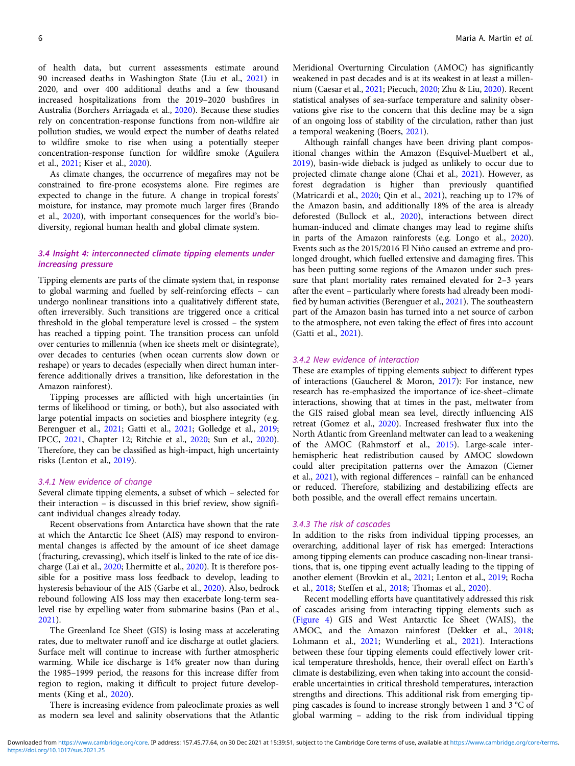of health data, but current assessments estimate around 90 increased deaths in Washington State (Liu et al., 2021) in 2020, and over 400 additional deaths and a few thousand increased hospitalizations from the 2019–2020 bushfires in Australia (Borchers Arriagada et al., 2020). Because these studies rely on concentration-response functions from non-wildfire air pollution studies, we would expect the number of deaths related to wildfire smoke to rise when using a potentially steeper concentration-response function for wildfire smoke (Aguilera et al., 2021; Kiser et al., 2020).

As climate changes, the occurrence of megafires may not be constrained to fire-prone ecosystems alone. Fire regimes are expected to change in the future. A change in tropical forests' moisture, for instance, may promote much larger fires (Brando et al., 2020), with important consequences for the world's biodiversity, regional human health and global climate system.

### 3.4 Insight 4: interconnected climate tipping elements under increasing pressure

Tipping elements are parts of the climate system that, in response to global warming and fuelled by self-reinforcing effects – can undergo nonlinear transitions into a qualitatively different state, often irreversibly. Such transitions are triggered once a critical threshold in the global temperature level is crossed – the system has reached a tipping point. The transition process can unfold over centuries to millennia (when ice sheets melt or disintegrate), over decades to centuries (when ocean currents slow down or reshape) or years to decades (especially when direct human interference additionally drives a transition, like deforestation in the Amazon rainforest).

Tipping processes are afflicted with high uncertainties (in terms of likelihood or timing, or both), but also associated with large potential impacts on societies and biosphere integrity (e.g. Berenguer et al., 2021; Gatti et al., 2021; Golledge et al., 2019; IPCC, 2021, Chapter 12; Ritchie et al., 2020; Sun et al., 2020). Therefore, they can be classified as high-impact, high uncertainty risks (Lenton et al., 2019).

#### 3.4.1 New evidence of change

Several climate tipping elements, a subset of which – selected for their interaction – is discussed in this brief review, show significant individual changes already today.

Recent observations from Antarctica have shown that the rate at which the Antarctic Ice Sheet (AIS) may respond to environmental changes is affected by the amount of ice sheet damage (fracturing, crevassing), which itself is linked to the rate of ice discharge (Lai et al., 2020; Lhermitte et al., 2020). It is therefore possible for a positive mass loss feedback to develop, leading to hysteresis behaviour of the AIS (Garbe et al., 2020). Also, bedrock rebound following AIS loss may then exacerbate long-term sea-level rise by expelling water from submarine basins (Pan et al., 2021).

The Greenland Ice Sheet (GIS) is losing mass at accelerating rates, due to meltwater runoff and ice discharge at outlet glaciers. Surface melt will continue to increase with further atmospheric warming. While ice discharge is 14% greater now than during the 1985–1999 period, the reasons for this increase differ from region to region, making it difficult to project future developments (King et al., 2020).

There is increasing evidence from paleoclimate proxies as well as modern sea level and salinity observations that the Atlantic Meridional Overturning Circulation (AMOC) has significantly weakened in past decades and is at its weakest in at least a millennium (Caesar et al., 2021; Piecuch, 2020; Zhu & Liu, 2020). Recent statistical analyses of sea-surface temperature and salinity observations give rise to the concern that this decline may be a sign of an ongoing loss of stability of the circulation, rather than just a temporal weakening (Boers, 2021).

Although rainfall changes have been driving plant compositional changes within the Amazon (Esquivel-Muelbert et al., 2019), basin-wide dieback is judged as unlikely to occur due to projected climate change alone (Chai et al., 2021). However, as forest degradation is higher than previously quantified (Matricardi et al., 2020; Qin et al., 2021), reaching up to 17% of the Amazon basin, and additionally 18% of the area is already deforested (Bullock et al., 2020), interactions between direct human-induced and climate changes may lead to regime shifts in parts of the Amazon rainforests (e.g. Longo et al., 2020). Events such as the 2015/2016 El Niño caused an extreme and prolonged drought, which fuelled extensive and damaging fires. This has been putting some regions of the Amazon under such pressure that plant mortality rates remained elevated for 2–3 years after the event – particularly where forests had already been modified by human activities (Berenguer et al., 2021). The southeastern part of the Amazon basin has turned into a net source of carbon to the atmosphere, not even taking the effect of fires into account (Gatti et al., 2021).

#### 3.4.2 New evidence of interaction

These are examples of tipping elements subject to different types of interactions (Gaucherel & Moron, 2017): For instance, new research has re-emphasized the importance of ice-sheet–climate interactions, showing that at times in the past, meltwater from the GIS raised global mean sea level, directly influencing AIS retreat (Gomez et al., 2020). Increased freshwater flux into the North Atlantic from Greenland meltwater can lead to a weakening of the AMOC (Rahmstorf et al., 2015). Large-scale inter-hemispheric heat redistribution caused by AMOC slowdown could alter precipitation patterns over the Amazon (Ciemer et al., 2021), with regional differences – rainfall can be enhanced or reduced. Therefore, stabilizing and destabilizing effects are both possible, and the overall effect remains uncertain.

#### 3.4.3 The risk of cascades

In addition to the risks from individual tipping processes, an overarching, additional layer of risk has emerged: Interactions among tipping elements can produce cascading non-linear transitions, that is, one tipping event actually leading to the tipping of another element (Brovkin et al., 2021; Lenton et al., 2019; Rocha et al., 2018; Steffen et al., 2018; Thomas et al., 2020).

Recent modelling efforts have quantitatively addressed this risk of cascades arising from interacting tipping elements such as (Figure 4) GIS and West Antarctic Ice Sheet (WAIS), the AMOC, and the Amazon rainforest (Dekker et al., 2018; Lohmann et al., 2021; Wunderling et al., 2021). Interactions between these four tipping elements could effectively lower critical temperature thresholds, hence, their overall effect on Earth's climate is destabilizing, even when taking into account the considerable uncertainties in critical threshold temperatures, interaction strengths and directions. This additional risk from emerging tipping cascades is found to increase strongly between 1 and 3 °C of global warming – adding to the risk from individual tipping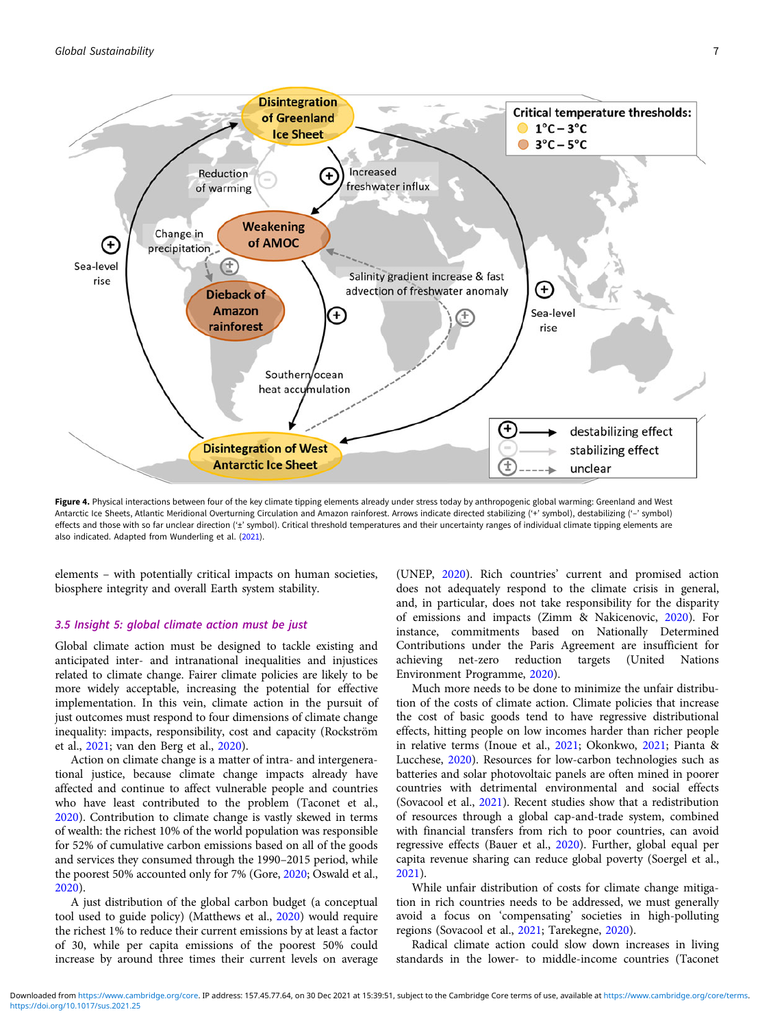**Figure 4.** Physical interactions between four of the key climate tipping elements already under stress today by anthropogenic global warming: Greenland and West Antarctic Ice Sheets, Atlantic Meridional Overturning Circulation and Amazon rainforest. Arrows indicate directed stabilizing ('+' symbol), destabilizing ('−' symbol) effects and those with so far unclear direction ('±' symbol). Critical threshold temperatures and their uncertainty ranges of individual climate tipping elements are also indicated. Adapted from Wunderling et al. (2021).

elements – with potentially critical impacts on human societies, biosphere integrity and overall Earth system stability.

### 3.5 Insight 5: global climate action must be just

Global climate action must be designed to tackle existing and anticipated inter- and intranational inequalities and injustices related to climate change. Fairer climate policies are likely to be more widely acceptable, increasing the potential for effective implementation. In this vein, climate action in the pursuit of just outcomes must respond to four dimensions of climate change inequality: impacts, responsibility, cost and capacity (Rockström et al., 2021; van den Berg et al., 2020).

Action on climate change is a matter of intra- and intergenerational justice, because climate change impacts already have affected and continue to affect vulnerable people and countries who have least contributed to the problem (Taconet et al., 2020). Contribution to climate change is vastly skewed in terms of wealth: the richest 10% of the world population was responsible for 52% of cumulative carbon emissions based on all of the goods and services they consumed through the 1990–2015 period, while the poorest 50% accounted only for 7% (Gore, 2020; Oswald et al., 2020).

A just distribution of the global carbon budget (a conceptual tool used to guide policy) (Matthews et al., 2020) would require the richest 1% to reduce their current emissions by at least a factor of 30, while per capita emissions of the poorest 50% could increase by around three times their current levels on average (UNEP, 2020). Rich countries' current and promised action does not adequately respond to the climate crisis in general, and, in particular, does not take responsibility for the disparity of emissions and impacts (Zimm & Nakicenovic, 2020). For instance, commitments based on Nationally Determined Contributions under the Paris Agreement are insufficient for achieving net-zero reduction targets (United Nations Environment Programme, 2020).

Much more needs to be done to minimize the unfair distribution of the costs of climate action. Climate policies that increase the cost of basic goods tend to have regressive distributional effects, hitting people on low incomes harder than richer people in relative terms (Inoue et al., 2021; Okonkwo, 2021; Pianta & Lucchese, 2020). Resources for low-carbon technologies such as batteries and solar photovoltaic panels are often mined in poorer countries with detrimental environmental and social effects (Sovacool et al., 2021). Recent studies show that a redistribution of resources through a global cap-and-trade system, combined with financial transfers from rich to poor countries, can avoid regressive effects (Bauer et al., 2020). Further, global equal per capita revenue sharing can reduce global poverty (Soergel et al., 2021).

While unfair distribution of costs for climate change mitigation in rich countries needs to be addressed, we must generally avoid a focus on 'compensating' societies in high-polluting regions (Sovacool et al., 2021; Tarekegne, 2020).

Radical climate action could slow down increases in living standards in the lower- to middle-income countries (Taconet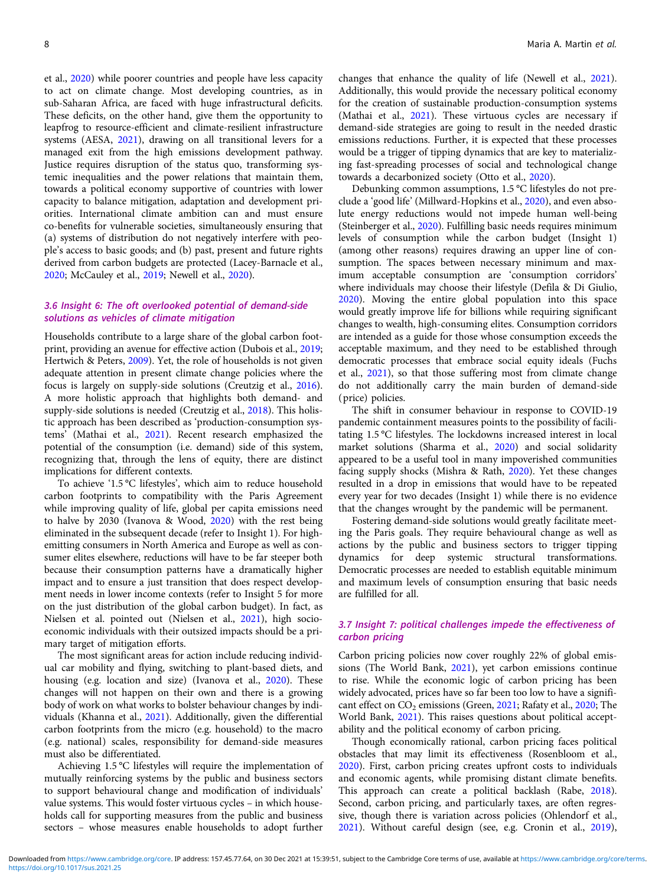et al., 2020) while poorer countries and people have less capacity to act on climate change. Most developing countries, as in sub-Saharan Africa, are faced with huge infrastructural deficits. These deficits, on the other hand, give them the opportunity to leapfrog to resource-efficient and climate-resilient infrastructure systems (AESA, 2021), drawing on all transitional levers for a managed exit from the high emissions development pathway. Justice requires disruption of the status quo, transforming systemic inequalities and the power relations that maintain them, towards a political economy supportive of countries with lower capacity to balance mitigation, adaptation and development priorities. International climate ambition can and must ensure co-benefits for vulnerable societies, simultaneously ensuring that (a) systems of distribution do not negatively interfere with people's access to basic goods; and (b) past, present and future rights derived from carbon budgets are protected (Lacey-Barnacle et al., 2020; McCauley et al., 2019; Newell et al., 2020).

### 3.6 Insight 6: The oft overlooked potential of demand-side solutions as vehicles of climate mitigation

Households contribute to a large share of the global carbon footprint, providing an avenue for effective action (Dubois et al., 2019; Hertwich & Peters, 2009). Yet, the role of households is not given adequate attention in present climate change policies where the focus is largely on supply-side solutions (Creutzig et al., 2016). A more holistic approach that highlights both demand- and supply-side solutions is needed (Creutzig et al., 2018). This holistic approach has been described as 'production-consumption systems' (Mathai et al., 2021). Recent research emphasized the potential of the consumption (i.e. demand) side of this system, recognizing that, through the lens of equity, there are distinct implications for different contexts.

To achieve '1.5 °C lifestyles', which aim to reduce household carbon footprints to compatibility with the Paris Agreement while improving quality of life, global per capita emissions need to halve by 2030 (Ivanova & Wood, 2020) with the rest being eliminated in the subsequent decade (refer to Insight 1). For high-emitting consumers in North America and Europe as well as consumer elites elsewhere, reductions will have to be far steeper both because their consumption patterns have a dramatically higher impact and to ensure a just transition that does respect development needs in lower income contexts (refer to Insight 5 for more on the just distribution of the global carbon budget). In fact, as Nielsen et al. pointed out (Nielsen et al., 2021), high socioeconomic individuals with their outsized impacts should be a primary target of mitigation efforts.

The most significant areas for action include reducing individual car mobility and flying, switching to plant-based diets, and housing (e.g. location and size) (Ivanova et al., 2020). These changes will not happen on their own and there is a growing body of work on what works to bolster behaviour changes by individuals (Khanna et al., 2021). Additionally, given the differential carbon footprints from the micro (e.g. household) to the macro (e.g. national) scales, responsibility for demand-side measures must also be differentiated.

Achieving 1.5 °C lifestyles will require the implementation of mutually reinforcing systems by the public and business sectors to support behavioural change and modification of individuals' value systems. This would foster virtuous cycles – in which households call for supporting measures from the public and business sectors – whose measures enable households to adopt further changes that enhance the quality of life (Newell et al., 2021). Additionally, this would provide the necessary political economy for the creation of sustainable production-consumption systems (Mathai et al., 2021). These virtuous cycles are necessary if demand-side strategies are going to result in the needed drastic emissions reductions. Further, it is expected that these processes would be a trigger of tipping dynamics that are key to materializing fast-spreading processes of social and technological change towards a decarbonized society (Otto et al., 2020).

Debunking common assumptions, 1.5 °C lifestyles do not preclude a 'good life' (Millward-Hopkins et al., 2020), and even absolute energy reductions would not impede human well-being (Steinberger et al., 2020). Fulfilling basic needs requires minimum levels of consumption while the carbon budget (Insight 1) (among other reasons) requires drawing an upper line of consumption. The spaces between necessary minimum and maximum acceptable consumption are 'consumption corridors' where individuals may choose their lifestyle (Defila & Di Giulio, 2020). Moving the entire global population into this space would greatly improve life for billions while requiring significant changes to wealth, high-consuming elites. Consumption corridors are intended as a guide for those whose consumption exceeds the acceptable maximum, and they need to be established through democratic processes that embrace social equity ideals (Fuchs et al., 2021), so that those suffering most from climate change do not additionally carry the main burden of demand-side (price) policies.

The shift in consumer behaviour in response to COVID-19 pandemic containment measures points to the possibility of facilitating 1.5 °C lifestyles. The lockdowns increased interest in local market solutions (Sharma et al., 2020) and social solidarity appeared to be a useful tool in many impoverished communities facing supply shocks (Mishra & Rath, 2020). Yet these changes resulted in a drop in emissions that would have to be repeated every year for two decades (Insight 1) while there is no evidence that the changes wrought by the pandemic will be permanent.

Fostering demand-side solutions would greatly facilitate meeting the Paris goals. They require behavioural change as well as actions by the public and business sectors to trigger tipping dynamics for deep systemic structural transformations. Democratic processes are needed to establish equitable minimum and maximum levels of consumption ensuring that basic needs are fulfilled for all.

### 3.7 Insight 7: political challenges impede the effectiveness of carbon pricing

Carbon pricing policies now cover roughly 22% of global emissions (The World Bank, 2021), yet carbon emissions continue to rise. While the economic logic of carbon pricing has been widely advocated, prices have so far been too low to have a significant effect on $CO_2$ emissions (Green, 2021; Rafaty et al., 2020; The World Bank, 2021). This raises questions about political acceptability and the political economy of carbon pricing.

Though economically rational, carbon pricing faces political obstacles that may limit its effectiveness (Rosenbloom et al., 2020). First, carbon pricing creates upfront costs to individuals and economic agents, while promising distant climate benefits. This approach can create a political backlash (Rabe, 2018). Second, carbon pricing, and particularly taxes, are often regressive, though there is variation across policies (Ohlendorf et al., 2021). Without careful design (see, e.g. Cronin et al., 2019),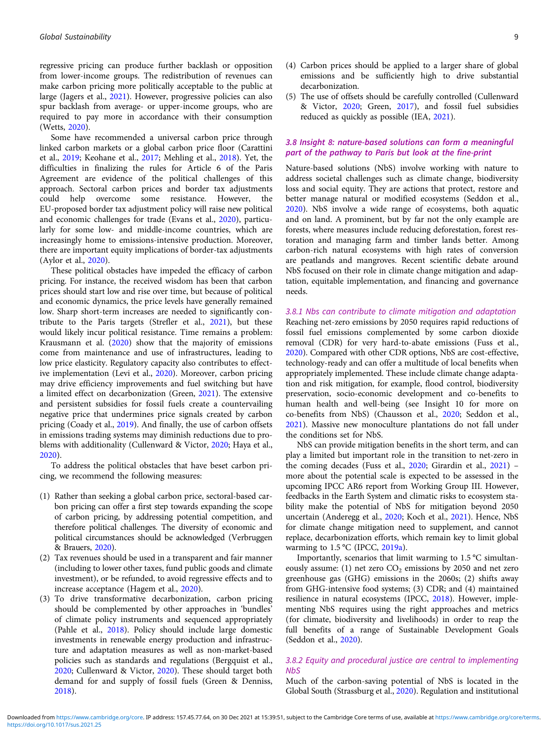regressive pricing can produce further backlash or opposition from lower-income groups. The redistribution of revenues can make carbon pricing more politically acceptable to the public at large (Jagers et al., 2021). However, progressive policies can also spur backlash from average- or upper-income groups, who are required to pay more in accordance with their consumption (Wetts, 2020).

Some have recommended a universal carbon price through linked carbon markets or a global carbon price floor (Carattini et al., 2019; Keohane et al., 2017; Mehling et al., 2018). Yet, the difficulties in finalizing the rules for Article 6 of the Paris Agreement are evidence of the political challenges of this approach. Sectoral carbon prices and border tax adjustments could help overcome some resistance. However, the EU-proposed border tax adjustment policy will raise new political and economic challenges for trade (Evans et al., 2020), particularly for some low- and middle-income countries, which are increasingly home to emissions-intensive production. Moreover, there are important equity implications of border-tax adjustments (Aylor et al., 2020).

These political obstacles have impeded the efficacy of carbon pricing. For instance, the received wisdom has been that carbon prices should start low and rise over time, but because of political and economic dynamics, the price levels have generally remained low. Sharp short-term increases are needed to significantly contribute to the Paris targets (Strefler et al., 2021), but these would likely incur political resistance. Time remains a problem: Krausmann et al. (2020) show that the majority of emissions come from maintenance and use of infrastructures, leading to low price elasticity. Regulatory capacity also contributes to effective implementation (Levi et al., 2020). Moreover, carbon pricing may drive efficiency improvements and fuel switching but have a limited effect on decarbonization (Green, 2021). The extensive and persistent subsidies for fossil fuels create a countervailing negative price that undermines price signals created by carbon pricing (Coady et al., 2019). And finally, the use of carbon offsets in emissions trading systems may diminish reductions due to problems with additionality (Cullenward & Victor, 2020; Haya et al., 2020).

To address the political obstacles that have beset carbon pricing, we recommend the following measures:

(1) Rather than seeking a global carbon price, sectoral-based carbon pricing can offer a first step towards expanding the scope of carbon pricing, by addressing potential competition, and therefore political challenges. The diversity of economic and political circumstances should be acknowledged (Verbruggen & Brauers, 2020).
(2) Tax revenues should be used in a transparent and fair manner (including to lower other taxes, fund public goods and climate investment), or be refunded, to avoid regressive effects and to increase acceptance (Hagem et al., 2020).
(3) To drive transformative decarbonization, carbon pricing should be complemented by other approaches in 'bundles' of climate policy instruments and sequenced appropriately (Pahle et al., 2018). Policy should include large domestic investments in renewable energy production and infrastructure and adaptation measures as well as non-market-based policies such as standards and regulations (Bergquist et al., 2020; Cullenward & Victor, 2020). These should target both demand for and supply of fossil fuels (Green & Denniss, 2018).
(4) Carbon prices should be applied to a larger share of global emissions and be sufficiently high to drive substantial decarbonization.
(5) The use of offsets should be carefully controlled (Cullenward & Victor, 2020; Green, 2017), and fossil fuel subsidies reduced as quickly as possible (IEA, 2021).

### 3.8 Insight 8: nature-based solutions can form a meaningful part of the pathway to Paris but look at the fine-print

Nature-based solutions (NbS) involve working with nature to address societal challenges such as climate change, biodiversity loss and social equity. They are actions that protect, restore and better manage natural or modified ecosystems (Seddon et al., 2020). NbS involve a wide range of ecosystems, both aquatic and on land. A prominent, but by far not the only example are forests, where measures include reducing deforestation, forest restoration and managing farm and timber lands better. Among carbon-rich natural ecosystems with high rates of conversion are peatlands and mangroves. Recent scientific debate around NbS focused on their role in climate change mitigation and adaptation, equitable implementation, and financing and governance needs.

#### 3.8.1 Nbs can contribute to climate mitigation and adaptation

Reaching net-zero emissions by 2050 requires rapid reductions of fossil fuel emissions complemented by some carbon dioxide removal (CDR) for very hard-to-abate emissions (Fuss et al., 2020). Compared with other CDR options, NbS are cost-effective, technology-ready and can offer a multitude of local benefits when appropriately implemented. These include climate change adaptation and risk mitigation, for example, flood control, biodiversity preservation, socio-economic development and co-benefits to human health and well-being (see Insight 10 for more on co-benefits from NbS) (Chausson et al., 2020; Seddon et al., 2021). Massive new monoculture plantations do not fall under the conditions set for NbS.

NbS can provide mitigation benefits in the short term, and can play a limited but important role in the transition to net-zero in the coming decades (Fuss et al., 2020; Girardin et al., 2021) – more about the potential scale is expected to be assessed in the upcoming IPCC AR6 report from Working Group III. However, feedbacks in the Earth System and climatic risks to ecosystem stability make the potential of NbS for mitigation beyond 2050 uncertain (Anderegg et al., 2020; Koch et al., 2021). Hence, NbS for climate change mitigation need to supplement, and cannot replace, decarbonization efforts, which remain key to limit global warming to 1.5 °C (IPCC, 2019a).

Importantly, scenarios that limit warming to 1.5 °C simultaneously assume: (1) net zero $CO_2$ emissions by 2050 and net zero greenhouse gas (GHG) emissions in the 2060s; (2) shifts away from GHG-intensive food systems; (3) CDR; and (4) maintained resilience in natural ecosystems (IPCC, 2018). However, implementing NbS requires using the right approaches and metrics (for climate, biodiversity and livelihoods) in order to reap the full benefits of a range of Sustainable Development Goals (Seddon et al., 2020).

#### 3.8.2 Equity and procedural justice are central to implementing NbS

Much of the carbon-saving potential of NbS is located in the Global South (Strassburg et al., 2020). Regulation and institutional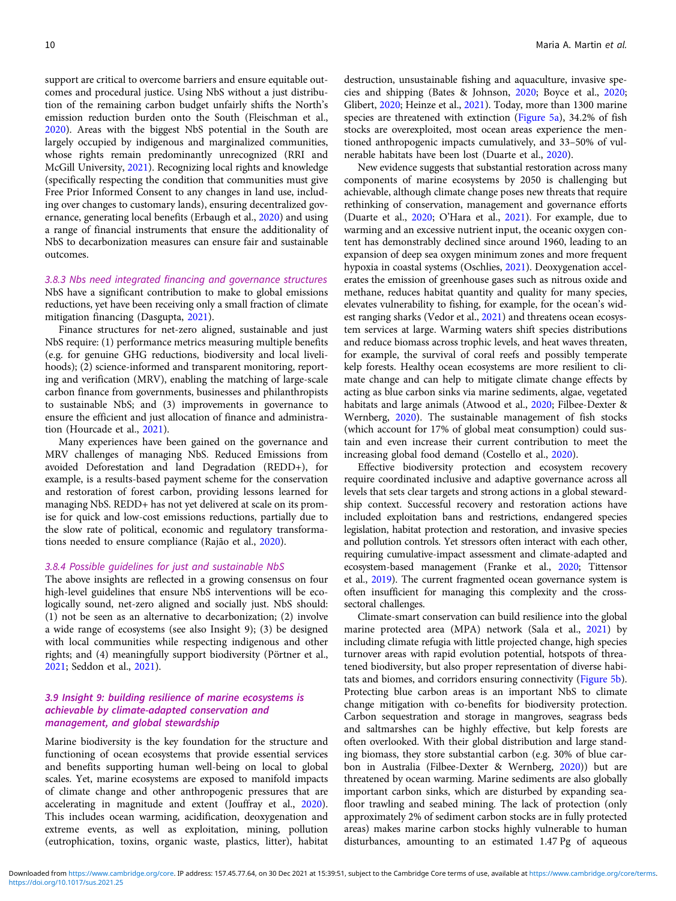support are critical to overcome barriers and ensure equitable outcomes and procedural justice. Using NbS without a just distribution of the remaining carbon budget unfairly shifts the North's emission reduction burden onto the South (Fleischman et al., 2020). Areas with the biggest NbS potential in the South are largely occupied by indigenous and marginalized communities, whose rights remain predominantly unrecognized (RRI and McGill University, 2021). Recognizing local rights and knowledge (specifically respecting the condition that communities must give Free Prior Informed Consent to any changes in land use, including over changes to customary lands), ensuring decentralized governance, generating local benefits (Erbaugh et al., 2020) and using a range of financial instruments that ensure the additionality of NbS to decarbonization measures can ensure fair and sustainable outcomes.

#### 3.8.3 Nbs need integrated financing and governance structures

NbS have a significant contribution to make to global emissions reductions, yet have been receiving only a small fraction of climate mitigation financing (Dasgupta, 2021).

Finance structures for net-zero aligned, sustainable and just NbS require: (1) performance metrics measuring multiple benefits (e.g. for genuine GHG reductions, biodiversity and local livelihoods); (2) science-informed and transparent monitoring, reporting and verification (MRV), enabling the matching of large-scale carbon finance from governments, businesses and philanthropists to sustainable NbS; and (3) improvements in governance to ensure the efficient and just allocation of finance and administration (Hourcade et al., 2021).

Many experiences have been gained on the governance and MRV challenges of managing NbS. Reduced Emissions from avoided Deforestation and land Degradation (REDD+), for example, is a results-based payment scheme for the conservation and restoration of forest carbon, providing lessons learned for managing NbS. REDD+ has not yet delivered at scale on its promise for quick and low-cost emissions reductions, partially due to the slow rate of political, economic and regulatory transformations needed to ensure compliance (Rajão et al., 2020).

#### 3.8.4 Possible guidelines for just and sustainable NbS

The above insights are reflected in a growing consensus on four high-level guidelines that ensure NbS interventions will be ecologically sound, net-zero aligned and socially just. NbS should: (1) not be seen as an alternative to decarbonization; (2) involve a wide range of ecosystems (see also Insight 9); (3) be designed with local communities while respecting indigenous and other rights; and (4) meaningfully support biodiversity (Pörtner et al., 2021; Seddon et al., 2021).

### 3.9 Insight 9: building resilience of marine ecosystems is achievable by climate-adapted conservation and management, and global stewardship

Marine biodiversity is the key foundation for the structure and functioning of ocean ecosystems that provide essential services and benefits supporting human well-being on local to global scales. Yet, marine ecosystems are exposed to manifold impacts of climate change and other anthropogenic pressures that are accelerating in magnitude and extent (Jouffray et al., 2020). This includes ocean warming, acidification, deoxygenation and extreme events, as well as exploitation, mining, pollution (eutrophication, toxins, organic waste, plastics, litter), habitat destruction, unsustainable fishing and aquaculture, invasive species and shipping (Bates & Johnson, 2020; Boyce et al., 2020; Glibert, 2020; Heinze et al., 2021). Today, more than 1300 marine species are threatened with extinction (Figure 5a), 34.2% of fish stocks are overexploited, most ocean areas experience the mentioned anthropogenic impacts cumulatively, and 33–50% of vulnerable habitats have been lost (Duarte et al., 2020).

New evidence suggests that substantial restoration across many components of marine ecosystems by 2050 is challenging but achievable, although climate change poses new threats that require rethinking of conservation, management and governance efforts (Duarte et al., 2020; O'Hara et al., 2021). For example, due to warming and an excessive nutrient input, the oceanic oxygen content has demonstrably declined since around 1960, leading to an expansion of deep sea oxygen minimum zones and more frequent hypoxia in coastal systems (Oschlies, 2021). Deoxygenation accelerates the emission of greenhouse gases such as nitrous oxide and methane, reduces habitat quantity and quality for many species, elevates vulnerability to fishing, for example, for the ocean's widest ranging sharks (Vedor et al., 2021) and threatens ocean ecosystem services at large. Warming waters shift species distributions and reduce biomass across trophic levels, and heat waves threaten, for example, the survival of coral reefs and possibly temperate kelp forests. Healthy ocean ecosystems are more resilient to climate change and can help to mitigate climate change effects by acting as blue carbon sinks via marine sediments, algae, vegetated habitats and large animals (Atwood et al., 2020; Filbee-Dexter & Wernberg, 2020). The sustainable management of fish stocks (which account for 17% of global meat consumption) could sustain and even increase their current contribution to meet the increasing global food demand (Costello et al., 2020).

Effective biodiversity protection and ecosystem recovery require coordinated inclusive and adaptive governance across all levels that sets clear targets and strong actions in a global stewardship context. Successful recovery and restoration actions have included exploitation bans and restrictions, endangered species legislation, habitat protection and restoration, and invasive species and pollution controls. Yet stressors often interact with each other, requiring cumulative-impact assessment and climate-adapted and ecosystem-based management (Franke et al., 2020; Tittensor et al., 2019). The current fragmented ocean governance system is often insufficient for managing this complexity and the cross-sectoral challenges.

Climate-smart conservation can build resilience into the global marine protected area (MPA) network (Sala et al., 2021) by including climate refugia with little projected change, high species turnover areas with rapid evolution potential, hotspots of threatened biodiversity, but also proper representation of diverse habitats and biomes, and corridors ensuring connectivity (Figure 5b). Protecting blue carbon areas is an important NbS to climate change mitigation with co-benefits for biodiversity protection. Carbon sequestration and storage in mangroves, seagrass beds and saltmarshes can be highly effective, but kelp forests are often overlooked. With their global distribution and large standing biomass, they store substantial carbon (e.g. 30% of blue carbon in Australia (Filbee-Dexter & Wernberg, 2020)) but are threatened by ocean warming. Marine sediments are also globally important carbon sinks, which are disturbed by expanding seafloor trawling and seabed mining. The lack of protection (only approximately 2% of sediment carbon stocks are in fully protected areas) makes marine carbon stocks highly vulnerable to human disturbances, amounting to an estimated 1.47 Pg of aqueous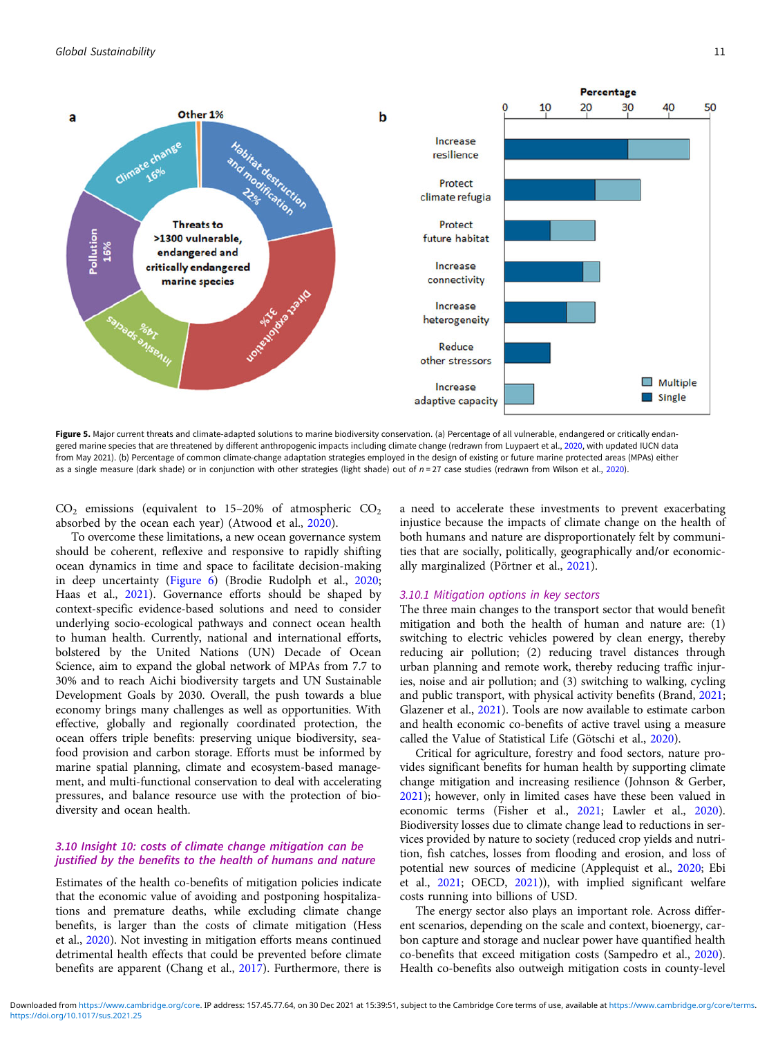**Figure 5.** Major current threats and climate-adapted solutions to marine biodiversity conservation. (a) Percentage of all vulnerable, endangered or critically endangered marine species that are threatened by different anthropogenic impacts including climate change (redrawn from Luypaert et al., 2020, with updated IUCN data from May 2021). (b) Percentage of common climate-change adaptation strategies employed in the design of existing or future marine protected areas (MPAs) either as a single measure (dark shade) or in conjunction with other strategies (light shade) out of $n = 27$ case studies (redrawn from Wilson et al., 2020).

$CO_2$ emissions (equivalent to 15–20% of atmospheric $CO_2$ absorbed by the ocean each year) (Atwood et al., 2020).

To overcome these limitations, a new ocean governance system should be coherent, reflexive and responsive to rapidly shifting ocean dynamics in time and space to facilitate decision-making in deep uncertainty (Figure 6) (Brodie Rudolph et al., 2020; Haas et al., 2021). Governance efforts should be shaped by context-specific evidence-based solutions and need to consider underlying socio-ecological pathways and connect ocean health to human health. Currently, national and international efforts, bolstered by the United Nations (UN) Decade of Ocean Science, aim to expand the global network of MPAs from 7.7 to 30% and to reach Aichi biodiversity targets and UN Sustainable Development Goals by 2030. Overall, the push towards a blue economy brings many challenges as well as opportunities. With effective, globally and regionally coordinated protection, the ocean offers triple benefits: preserving unique biodiversity, seafood provision and carbon storage. Efforts must be informed by marine spatial planning, climate and ecosystem-based management, and multi-functional conservation to deal with accelerating pressures, and balance resource use with the protection of biodiversity and ocean health.

### *3.10 Insight 10: costs of climate change mitigation can be justified by the benefits to the health of humans and nature*

Estimates of the health co-benefits of mitigation policies indicate that the economic value of avoiding and postponing hospitalizations and premature deaths, while excluding climate change benefits, is larger than the costs of climate mitigation (Hess et al., 2020). Not investing in mitigation efforts means continued detrimental health effects that could be prevented before climate benefits are apparent (Chang et al., 2017). Furthermore, there is a need to accelerate these investments to prevent exacerbating injustice because the impacts of climate change on the health of both humans and nature are disproportionately felt by communities that are socially, politically, geographically and/or economically marginalized (Pörtner et al., 2021).

#### *3.10.1 Mitigation options in key sectors*

The three main changes to the transport sector that would benefit mitigation and both the health of human and nature are: (1) switching to electric vehicles powered by clean energy, thereby reducing air pollution; (2) reducing travel distances through urban planning and remote work, thereby reducing traffic injuries, noise and air pollution; and (3) switching to walking, cycling and public transport, with physical activity benefits (Brand, 2021; Glazener et al., 2021). Tools are now available to estimate carbon and health economic co-benefits of active travel using a measure called the Value of Statistical Life (Götschi et al., 2020).

Critical for agriculture, forestry and food sectors, nature provides significant benefits for human health by supporting climate change mitigation and increasing resilience (Johnson & Gerber, 2021); however, only in limited cases have these been valued in economic terms (Fisher et al., 2021; Lawler et al., 2020). Biodiversity losses due to climate change lead to reductions in services provided by nature to society (reduced crop yields and nutrition, fish catches, losses from flooding and erosion, and loss of potential new sources of medicine (Applequist et al., 2020; Ebi et al., 2021; OECD, 2021)), with implied significant welfare costs running into billions of USD.

The energy sector also plays an important role. Across different scenarios, depending on the scale and context, bioenergy, carbon capture and storage and nuclear power have quantified health co-benefits that exceed mitigation costs (Sampedro et al., 2020). Health co-benefits also outweigh mitigation costs in county-level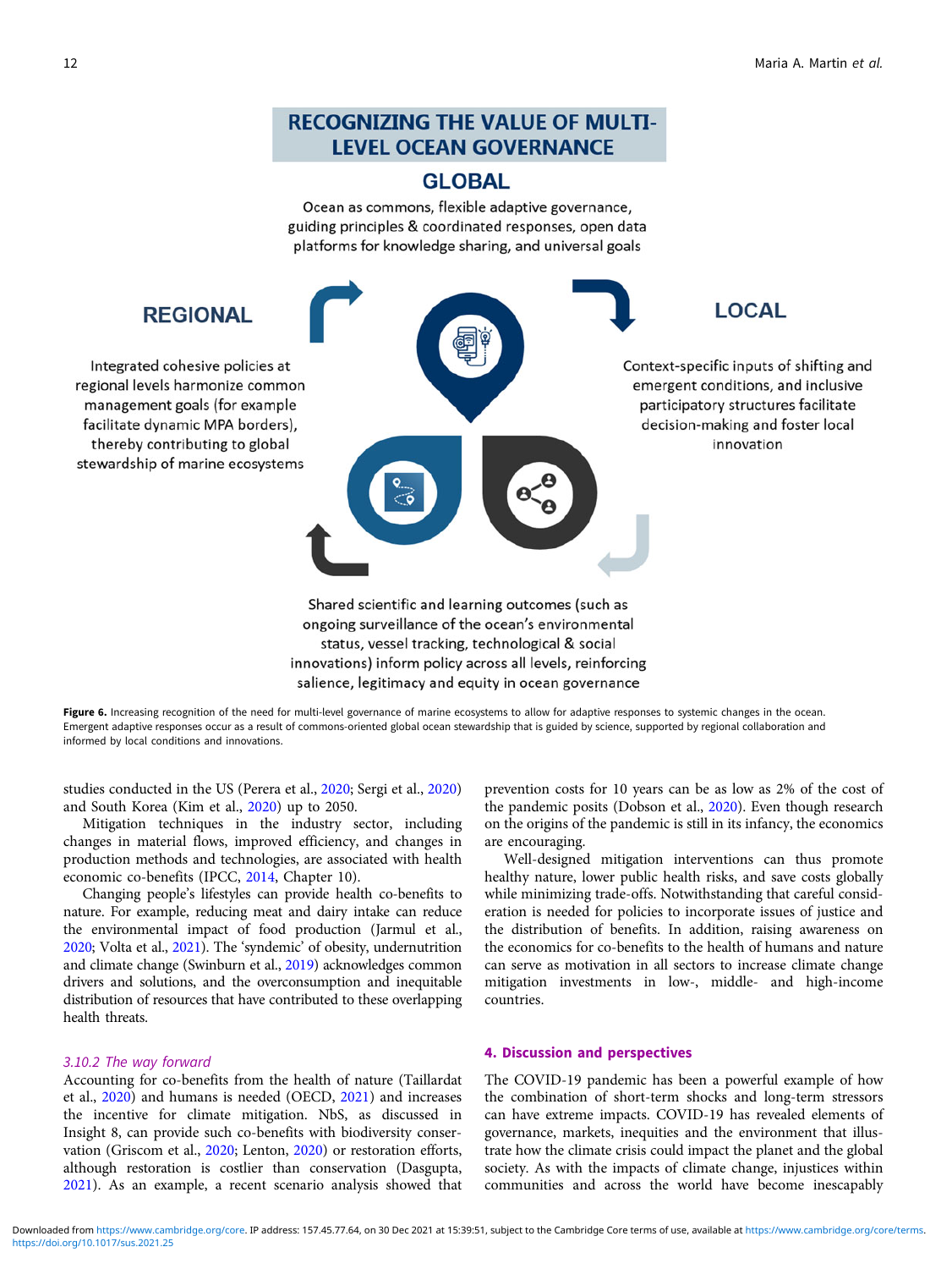## RECOGNIZING THE VALUE OF MULTI-LEVEL OCEAN GOVERNANCE

**GLOBAL**

Ocean as commons, flexible adaptive governance, guiding principles & coordinated responses, open data platforms for knowledge sharing, and universal goals

**REGIONAL**

Integrated cohesive policies at regional levels harmonize common management goals (for example facilitate dynamic MPA borders), thereby contributing to global stewardship of marine ecosystems

**LOCAL**

Context-specific inputs of shifting and emergent conditions, and inclusive participatory structures facilitate decision-making and foster local innovation

Shared scientific and learning outcomes (such as ongoing surveillance of the ocean's environmental status, vessel tracking, technological & social innovations) inform policy across all levels, reinforcing salience, legitimacy and equity in ocean governance

**Figure 6.** Increasing recognition of the need for multi-level governance of marine ecosystems to allow for adaptive responses to systemic changes in the ocean. Emergent adaptive responses occur as a result of commons-oriented global ocean stewardship that is guided by science, supported by regional collaboration and informed by local conditions and innovations.

studies conducted in the US (Perera et al., 2020; Sergi et al., 2020) and South Korea (Kim et al., 2020) up to 2050.

Mitigation techniques in the industry sector, including changes in material flows, improved efficiency, and changes in production methods and technologies, are associated with health economic co-benefits (IPCC, 2014, Chapter 10).

Changing people's lifestyles can provide health co-benefits to nature. For example, reducing meat and dairy intake can reduce the environmental impact of food production (Jarmul et al., 2020; Volta et al., 2021). The 'syndemic' of obesity, undernutrition and climate change (Swinburn et al., 2019) acknowledges common drivers and solutions, and the overconsumption and inequitable distribution of resources that have contributed to these overlapping health threats.

### *3.10.2 The way forward*

Accounting for co-benefits from the health of nature (Taillardat et al., 2020) and humans is needed (OECD, 2021) and increases the incentive for climate mitigation. NbS, as discussed in Insight 8, can provide such co-benefits with biodiversity conservation (Griscom et al., 2020; Lenton, 2020) or restoration efforts, although restoration is costlier than conservation (Dasgupta, 2021). As an example, a recent scenario analysis showed that prevention costs for 10 years can be as low as 2% of the cost of the pandemic posits (Dobson et al., 2020). Even though research on the origins of the pandemic is still in its infancy, the economics are encouraging.

Well-designed mitigation interventions can thus promote healthy nature, lower public health risks, and save costs globally while minimizing trade-offs. Notwithstanding that careful consideration is needed for policies to incorporate issues of justice and the distribution of benefits. In addition, raising awareness on the economics for co-benefits to the health of humans and nature can serve as motivation in all sectors to increase climate change mitigation investments in low-, middle- and high-income countries.

## 4. Discussion and perspectives

The COVID-19 pandemic has been a powerful example of how the combination of short-term shocks and long-term stressors can have extreme impacts. COVID-19 has revealed elements of governance, markets, inequities and the environment that illustrate how the climate crisis could impact the planet and the global society. As with the impacts of climate change, injustices within communities and across the world have become inescapably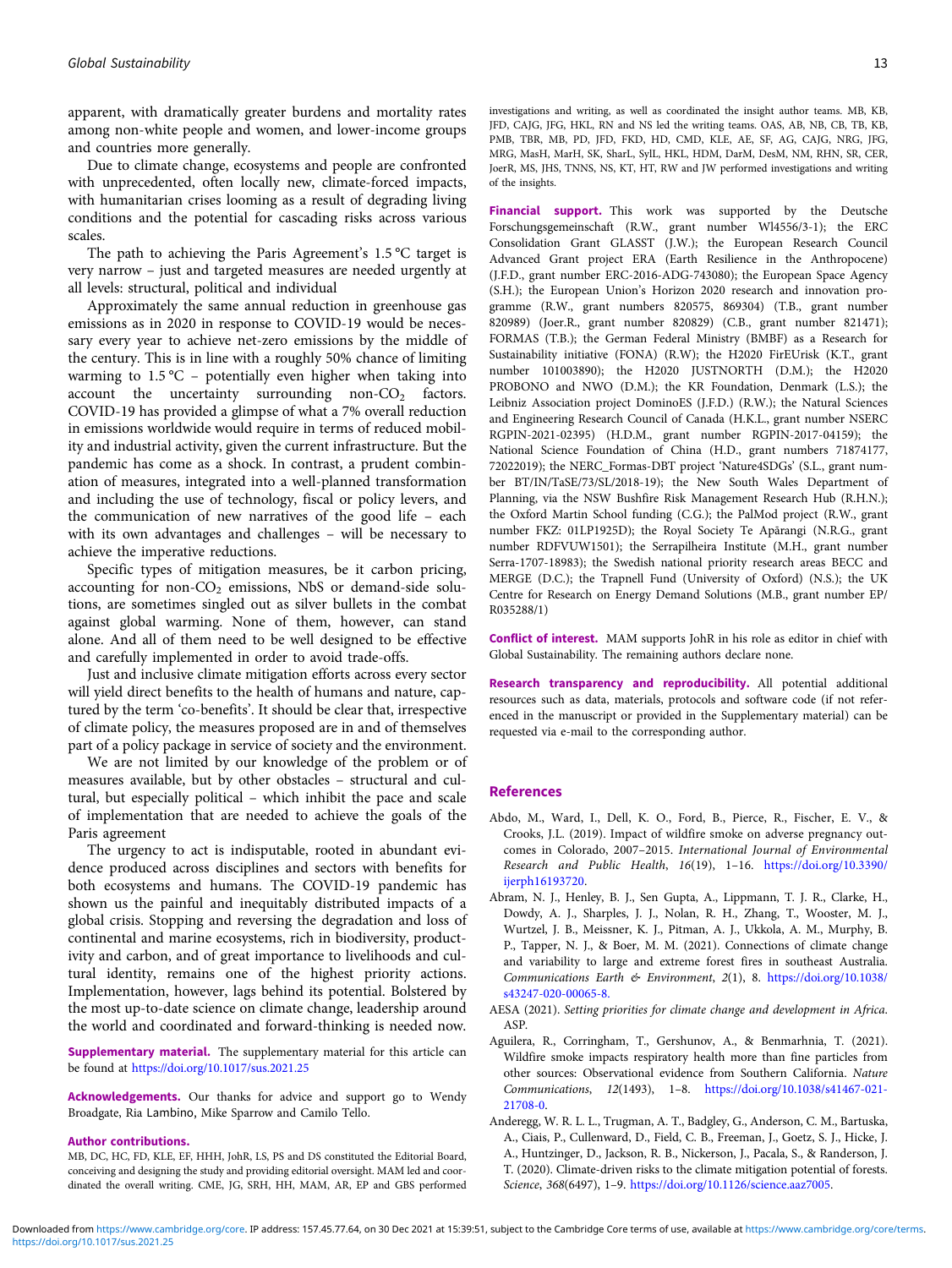apparent, with dramatically greater burdens and mortality rates among non-white people and women, and lower-income groups and countries more generally.

Due to climate change, ecosystems and people are confronted with unprecedented, often locally new, climate-forced impacts, with humanitarian crises looming as a result of degrading living conditions and the potential for cascading risks across various scales.

The path to achieving the Paris Agreement's 1.5 °C target is very narrow – just and targeted measures are needed urgently at all levels: structural, political and individual

Approximately the same annual reduction in greenhouse gas emissions as in 2020 in response to COVID-19 would be necessary every year to achieve net-zero emissions by the middle of the century. This is in line with a roughly 50% chance of limiting warming to 1.5 °C – potentially even higher when taking into account the uncertainty surrounding non-$CO_2$ factors. COVID-19 has provided a glimpse of what a 7% overall reduction in emissions worldwide would require in terms of reduced mobility and industrial activity, given the current infrastructure. But the pandemic has come as a shock. In contrast, a prudent combination of measures, integrated into a well-planned transformation and including the use of technology, fiscal or policy levers, and the communication of new narratives of the good life – each with its own advantages and challenges – will be necessary to achieve the imperative reductions.

Specific types of mitigation measures, be it carbon pricing, accounting for non-$CO_2$ emissions, NbS or demand-side solutions, are sometimes singled out as silver bullets in the combat against global warming. None of them, however, can stand alone. And all of them need to be well designed to be effective and carefully implemented in order to avoid trade-offs.

Just and inclusive climate mitigation efforts across every sector will yield direct benefits to the health of humans and nature, captured by the term 'co-benefits'. It should be clear that, irrespective of climate policy, the measures proposed are in and of themselves part of a policy package in service of society and the environment.

We are not limited by our knowledge of the problem or of measures available, but by other obstacles – structural and cultural, but especially political – which inhibit the pace and scale of implementation that are needed to achieve the goals of the Paris agreement

The urgency to act is indisputable, rooted in abundant evidence produced across disciplines and sectors with benefits for both ecosystems and humans. The COVID-19 pandemic has shown us the painful and inequitably distributed impacts of a global crisis. Stopping and reversing the degradation and loss of continental and marine ecosystems, rich in biodiversity, productivity and carbon, and of great importance to livelihoods and cultural identity, remains one of the highest priority actions. Implementation, however, lags behind its potential. Bolstered by the most up-to-date science on climate change, leadership around the world and coordinated and forward-thinking is needed now.

**Supplementary material.** The supplementary material for this article can be found at https://doi.org/10.1017/sus.2021.25

**Acknowledgements.** Our thanks for advice and support go to Wendy Broadgate, Ria Lambino, Mike Sparrow and Camilo Tello.

**Author contributions.**

MB, DC, HC, FD, KLE, EF, HHH, JohR, LS, PS and DS constituted the Editorial Board, conceiving and designing the study and providing editorial oversight. MAM led and coordinated the overall writing. CME, JG, SRH, HH, MAM, AR, EP and GBS performed investigations and writing, as well as coordinated the insight author teams. MB, KB, JFD, CAJG, JFG, HKL, RN and NS led the writing teams. OAS, AB, NB, CB, TB, KB, PMB, TBR, MB, PD, JFD, FKD, HD, CMD, KLE, AE, SF, AG, CAJG, NRG, JFG, MRG, MasH, MarH, SK, SharL, SylL, HKL, HDM, DarM, DesM, NM, RHN, SR, CER, JoerR, MS, JHS, TNNS, NS, KT, HT, RW and JW performed investigations and writing of the insights.

**Financial support.** This work was supported by the Deutsche Forschungsgemeinschaft (R.W., grant number Wl4556/3-1); the ERC Consolidation Grant GLASST (J.W.); the European Research Council Advanced Grant project ERA (Earth Resilience in the Anthropocene) (J.F.D., grant number ERC-2016-ADG-743080); the European Space Agency (S.H.); the European Union's Horizon 2020 research and innovation programme (R.W., grant numbers 820575, 869304) (T.B., grant number 820989) (Joer.R., grant number 820829) (C.B., grant number 821471); FORMAS (T.B.); the German Federal Ministry (BMBF) as a Research for Sustainability initiative (FONA) (R.W); the H2020 FirEUrisk (K.T., grant number 101003890); the H2020 JUSTNORTH (D.M.); the H2020 PROBONO and NWO (D.M.); the KR Foundation, Denmark (L.S.); the Leibniz Association project DominoES (J.F.D.) (R.W.); the Natural Sciences and Engineering Research Council of Canada (H.K.L., grant number NSERC RGPIN-2021-02395) (H.D.M., grant number RGPIN-2017-04159); the National Science Foundation of China (H.D., grant numbers 71874177, 72022019); the NERC_Formas-DBT project 'Nature4SDGs' (S.L., grant number BT/IN/TaSE/73/SL/2018-19); the New South Wales Department of Planning, via the NSW Bushfire Risk Management Research Hub (R.H.N.); the Oxford Martin School funding (C.G.); the PalMod project (R.W., grant number FKZ: 01LP1925D); the Royal Society Te Apārangi (N.R.G., grant number RDFVUW1501); the Serrapilheira Institute (M.H., grant number Serra-1707-18983); the Swedish national priority research areas BECC and MERGE (D.C.); the Trapnell Fund (University of Oxford) (N.S.); the UK Centre for Research on Energy Demand Solutions (M.B., grant number EP/R035288/1)

**Conflict of interest.** MAM supports JohR in his role as editor in chief with Global Sustainability. The remaining authors declare none.

**Research transparency and reproducibility.** All potential additional resources such as data, materials, protocols and software code (if not referenced in the manuscript or provided in the Supplementary material) can be requested via e-mail to the corresponding author.

## References

Abdo, M., Ward, I., Dell, K. O., Ford, B., Pierce, R., Fischer, E. V., & Crooks, J.L. (2019). Impact of wildfire smoke on adverse pregnancy outcomes in Colorado, 2007–2015. *International Journal of Environmental Research and Public Health*, *16*(19), 1–16. https://doi.org/10.3390/ijerph16193720.

Abram, N. J., Henley, B. J., Sen Gupta, A., Lippmann, T. J. R., Clarke, H., Dowdy, A. J., Sharples, J. J., Nolan, R. H., Zhang, T., Wooster, M. J., Wurtzel, J. B., Meissner, K. J., Pitman, A. J., Ukkola, A. M., Murphy, B. P., Tapper, N. J., & Boer, M. M. (2021). Connections of climate change and variability to large and extreme forest fires in southeast Australia. *Communications Earth & Environment*, *2*(1), 8. https://doi.org/10.1038/s43247-020-00065-8.

AESA (2021). *Setting priorities for climate change and development in Africa*. ASP.

Aguilera, R., Corringham, T., Gershunov, A., & Benmarhnia, T. (2021). Wildfire smoke impacts respiratory health more than fine particles from other sources: Observational evidence from Southern California. *Nature Communications*, *12*(1493), 1–8. https://doi.org/10.1038/s41467-021-21708-0.

Anderegg, W. R. L. L., Trugman, A. T., Badgley, G., Anderson, C. M., Bartuska, A., Ciais, P., Cullenward, D., Field, C. B., Freeman, J., Goetz, S. J., Hicke, J. A., Huntzinger, D., Jackson, R. B., Nickerson, J., Pacala, S., & Randerson, J. T. (2020). Climate-driven risks to the climate mitigation potential of forests. *Science*, *368*(6497), 1–9. https://doi.org/10.1126/science.aaz7005.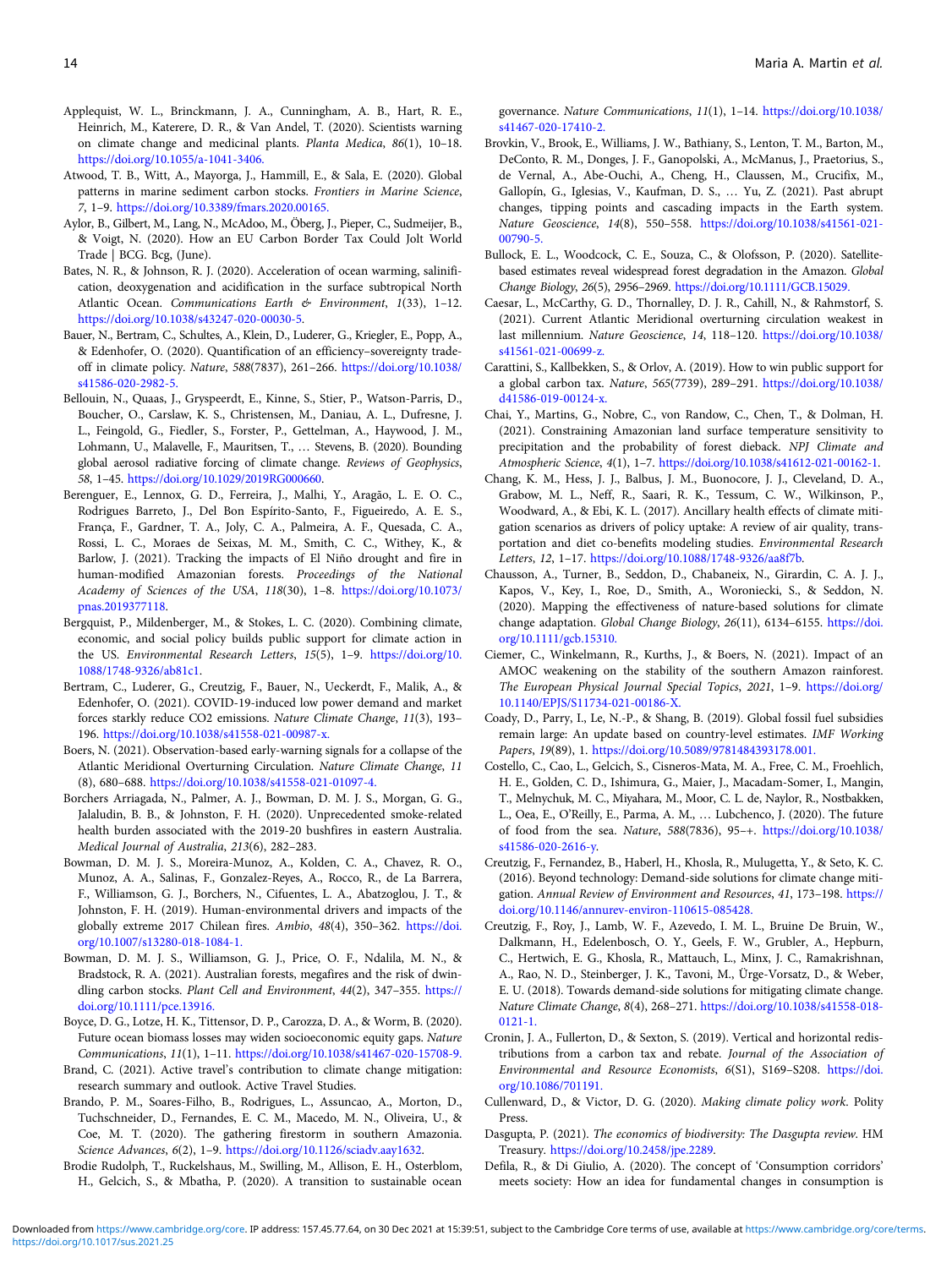Applequist, W. L., Brinckmann, J. A., Cunningham, A. B., Hart, R. E., Heinrich, M., Katerere, D. R., & Van Andel, T. (2020). Scientists warning on climate change and medicinal plants. *Planta Medica*, *86*(1), 10–18. https://doi.org/10.1055/a-1041-3406.

Atwood, T. B., Witt, A., Mayorga, J., Hammill, E., & Sala, E. (2020). Global patterns in marine sediment carbon stocks. *Frontiers in Marine Science*, *7*, 1–9. https://doi.org/10.3389/fmars.2020.00165.

Aylor, B., Gilbert, M., Lang, N., McAdoo, M., Öberg, J., Pieper, C., Sudmeijer, B., & Voigt, N. (2020). How an EU Carbon Border Tax Could Jolt World Trade | BCG. Bcg, (June).

Bates, N. R., & Johnson, R. J. (2020). Acceleration of ocean warming, salinification, deoxygenation and acidification in the surface subtropical North Atlantic Ocean. *Communications Earth & Environment*, *1*(33), 1–12. https://doi.org/10.1038/s43247-020-00030-5.

Bauer, N., Bertram, C., Schultes, A., Klein, D., Luderer, G., Kriegler, E., Popp, A., & Edenhofer, O. (2020). Quantification of an efficiency–sovereignty trade-off in climate policy. *Nature*, *588*(7837), 261–266. https://doi.org/10.1038/s41586-020-2982-5.

Bellouin, N., Quaas, J., Gryspeerdt, E., Kinne, S., Stier, P., Watson-Parris, D., Boucher, O., Carslaw, K. S., Christensen, M., Daniau, A. L., Dufresne, J. L., Feingold, G., Fiedler, S., Forster, P., Gettelman, A., Haywood, J. M., Lohmann, U., Malavelle, F., Mauritsen, T., … Stevens, B. (2020). Bounding global aerosol radiative forcing of climate change. *Reviews of Geophysics*, *58*, 1–45. https://doi.org/10.1029/2019RG000660.

Berenguer, E., Lennox, G. D., Ferreira, J., Malhi, Y., Aragão, L. E. O. C., Rodrigues Barreto, J., Del Bon Espírito-Santo, F., Figueiredo, A. E. S., França, F., Gardner, T. A., Joly, C. A., Palmeira, A. F., Quesada, C. A., Rossi, L. C., Moraes de Seixas, M. M., Smith, C. C., Withey, K., & Barlow, J. (2021). Tracking the impacts of El Niño drought and fire in human-modified Amazonian forests. *Proceedings of the National Academy of Sciences of the USA*, *118*(30), 1–8. https://doi.org/10.1073/pnas.2019377118.

Bergquist, P., Mildenberger, M., & Stokes, L. C. (2020). Combining climate, economic, and social policy builds public support for climate action in the US. *Environmental Research Letters*, *15*(5), 1–9. https://doi.org/10.1088/1748-9326/ab81c1.

Bertram, C., Luderer, G., Creutzig, F., Bauer, N., Ueckerdt, F., Malik, A., & Edenhofer, O. (2021). COVID-19-induced low power demand and market forces starkly reduce CO2 emissions. *Nature Climate Change*, *11*(3), 193–196. https://doi.org/10.1038/s41558-021-00987-x.

Boers, N. (2021). Observation-based early-warning signals for a collapse of the Atlantic Meridional Overturning Circulation. *Nature Climate Change*, *11* (8), 680–688. https://doi.org/10.1038/s41558-021-01097-4.

Borchers Arriagada, N., Palmer, A. J., Bowman, D. M. J. S., Morgan, G. G., Jalaludin, B. B., & Johnston, F. H. (2020). Unprecedented smoke-related health burden associated with the 2019-20 bushfires in eastern Australia. *Medical Journal of Australia*, *213*(6), 282–283.

Bowman, D. M. J. S., Moreira-Munoz, A., Kolden, C. A., Chavez, R. O., Munoz, A. A., Salinas, F., Gonzalez-Reyes, A., Rocco, R., de La Barrera, F., Williamson, G. J., Borchers, N., Cifuentes, L. A., Abatzoglou, J. T., & Johnston, F. H. (2019). Human-environmental drivers and impacts of the globally extreme 2017 Chilean fires. *Ambio*, *48*(4), 350–362. https://doi.org/10.1007/s13280-018-1084-1.

Bowman, D. M. J. S., Williamson, G. J., Price, O. F., Ndalila, M. N., & Bradstock, R. A. (2021). Australian forests, megafires and the risk of dwindling carbon stocks. *Plant Cell and Environment*, *44*(2), 347–355. https://doi.org/10.1111/pce.13916.

Boyce, D. G., Lotze, H. K., Tittensor, D. P., Carozza, D. A., & Worm, B. (2020). Future ocean biomass losses may widen socioeconomic equity gaps. *Nature Communications*, *11*(1), 1–11. https://doi.org/10.1038/s41467-020-15708-9.

Brand, C. (2021). Active travel's contribution to climate change mitigation: research summary and outlook. Active Travel Studies.

Brando, P. M., Soares-Filho, B., Rodrigues, L., Assuncao, A., Morton, D., Tuchschneider, D., Fernandes, E. C. M., Macedo, M. N., Oliveira, U., & Coe, M. T. (2020). The gathering firestorm in southern Amazonia. *Science Advances*, *6*(2), 1–9. https://doi.org/10.1126/sciadv.aay1632.

Brodie Rudolph, T., Ruckelshaus, M., Swilling, M., Allison, E. H., Osterblom, H., Gelcich, S., & Mbatha, P. (2020). A transition to sustainable ocean governance. *Nature Communications*, *11*(1), 1–14. https://doi.org/10.1038/s41467-020-17410-2.

Brovkin, V., Brook, E., Williams, J. W., Bathiany, S., Lenton, T. M., Barton, M., DeConto, R. M., Donges, J. F., Ganopolski, A., McManus, J., Praetorius, S., de Vernal, A., Abe-Ouchi, A., Cheng, H., Claussen, M., Crucifix, M., Gallopín, G., Iglesias, V., Kaufman, D. S., … Yu, Z. (2021). Past abrupt changes, tipping points and cascading impacts in the Earth system. *Nature Geoscience*, *14*(8), 550–558. https://doi.org/10.1038/s41561-021-00790-5.

Bullock, E. L., Woodcock, C. E., Souza, C., & Olofsson, P. (2020). Satellite-based estimates reveal widespread forest degradation in the Amazon. *Global Change Biology*, *26*(5), 2956–2969. https://doi.org/10.1111/GCB.15029.

Caesar, L., McCarthy, G. D., Thornalley, D. J. R., Cahill, N., & Rahmstorf, S. (2021). Current Atlantic Meridional overturning circulation weakest in last millennium. *Nature Geoscience*, *14*, 118–120. https://doi.org/10.1038/s41561-021-00699-z.

Carattini, S., Kallbekken, S., & Orlov, A. (2019). How to win public support for a global carbon tax. *Nature*, *565*(7739), 289–291. https://doi.org/10.1038/d41586-019-00124-x.

Chai, Y., Martins, G., Nobre, C., von Randow, C., Chen, T., & Dolman, H. (2021). Constraining Amazonian land surface temperature sensitivity to precipitation and the probability of forest dieback. *NPJ Climate and Atmospheric Science*, *4*(1), 1–7. https://doi.org/10.1038/s41612-021-00162-1.

Chang, K. M., Hess, J. J., Balbus, J. M., Buonocore, J. J., Cleveland, D. A., Grabow, M. L., Neff, R., Saari, R. K., Tessum, C. W., Wilkinson, P., Woodward, A., & Ebi, K. L. (2017). Ancillary health effects of climate mitigation scenarios as drivers of policy uptake: A review of air quality, transportation and diet co-benefits modeling studies. *Environmental Research Letters*, *12*, 1–17. https://doi.org/10.1088/1748-9326/aa8f7b.

Chausson, A., Turner, B., Seddon, D., Chabaneix, N., Girardin, C. A. J. J., Kapos, V., Key, I., Roe, D., Smith, A., Woroniecki, S., & Seddon, N. (2020). Mapping the effectiveness of nature-based solutions for climate change adaptation. *Global Change Biology*, *26*(11), 6134–6155. https://doi.org/10.1111/gcb.15310.

Ciemer, C., Winkelmann, R., Kurths, J., & Boers, N. (2021). Impact of an AMOC weakening on the stability of the southern Amazon rainforest. *The European Physical Journal Special Topics*, *2021*, 1–9. https://doi.org/10.1140/EPJS/S11734-021-00186-X.

Coady, D., Parry, I., Le, N.-P., & Shang, B. (2019). Global fossil fuel subsidies remain large: An update based on country-level estimates. *IMF Working Papers*, *19*(89), 1. https://doi.org/10.5089/9781484393178.001.

Costello, C., Cao, L., Gelcich, S., Cisneros-Mata, M. A., Free, C. M., Froehlich, H. E., Golden, C. D., Ishimura, G., Maier, J., Macadam-Somer, I., Mangin, T., Melnychuk, M. C., Miyahara, M., Moor, C. L. de, Naylor, R., Nostbakken, L., Oea, E., O'Reilly, E., Parma, A. M., … Lubchenco, J. (2020). The future of food from the sea. *Nature*, *588*(7836), 95–+. https://doi.org/10.1038/s41586-020-2616-y.

Creutzig, F., Fernandez, B., Haberl, H., Khosla, R., Mulugetta, Y., & Seto, K. C. (2016). Beyond technology: Demand-side solutions for climate change mitigation. *Annual Review of Environment and Resources*, *41*, 173–198. https://doi.org/10.1146/annurev-environ-110615-085428.

Creutzig, F., Roy, J., Lamb, W. F., Azevedo, I. M. L., Bruine De Bruin, W., Dalkmann, H., Edelenbosch, O. Y., Geels, F. W., Grubler, A., Hepburn, C., Hertwich, E. G., Khosla, R., Mattauch, L., Minx, J. C., Ramakrishnan, A., Rao, N. D., Steinberger, J. K., Tavoni, M., Ürge-Vorsatz, D., & Weber, E. U. (2018). Towards demand-side solutions for mitigating climate change. *Nature Climate Change*, *8*(4), 268–271. https://doi.org/10.1038/s41558-018-0121-1.

Cronin, J. A., Fullerton, D., & Sexton, S. (2019). Vertical and horizontal redistributions from a carbon tax and rebate. *Journal of the Association of Environmental and Resource Economists*, *6*(S1), S169–S208. https://doi.org/10.1086/701191.

Cullenward, D., & Victor, D. G. (2020). *Making climate policy work*. Polity Press.

Dasgupta, P. (2021). *The economics of biodiversity: The Dasgupta review*. HM Treasury. https://doi.org/10.2458/jpe.2289.

Defila, R., & Di Giulio, A. (2020). The concept of 'Consumption corridors' meets society: How an idea for fundamental changes in consumption is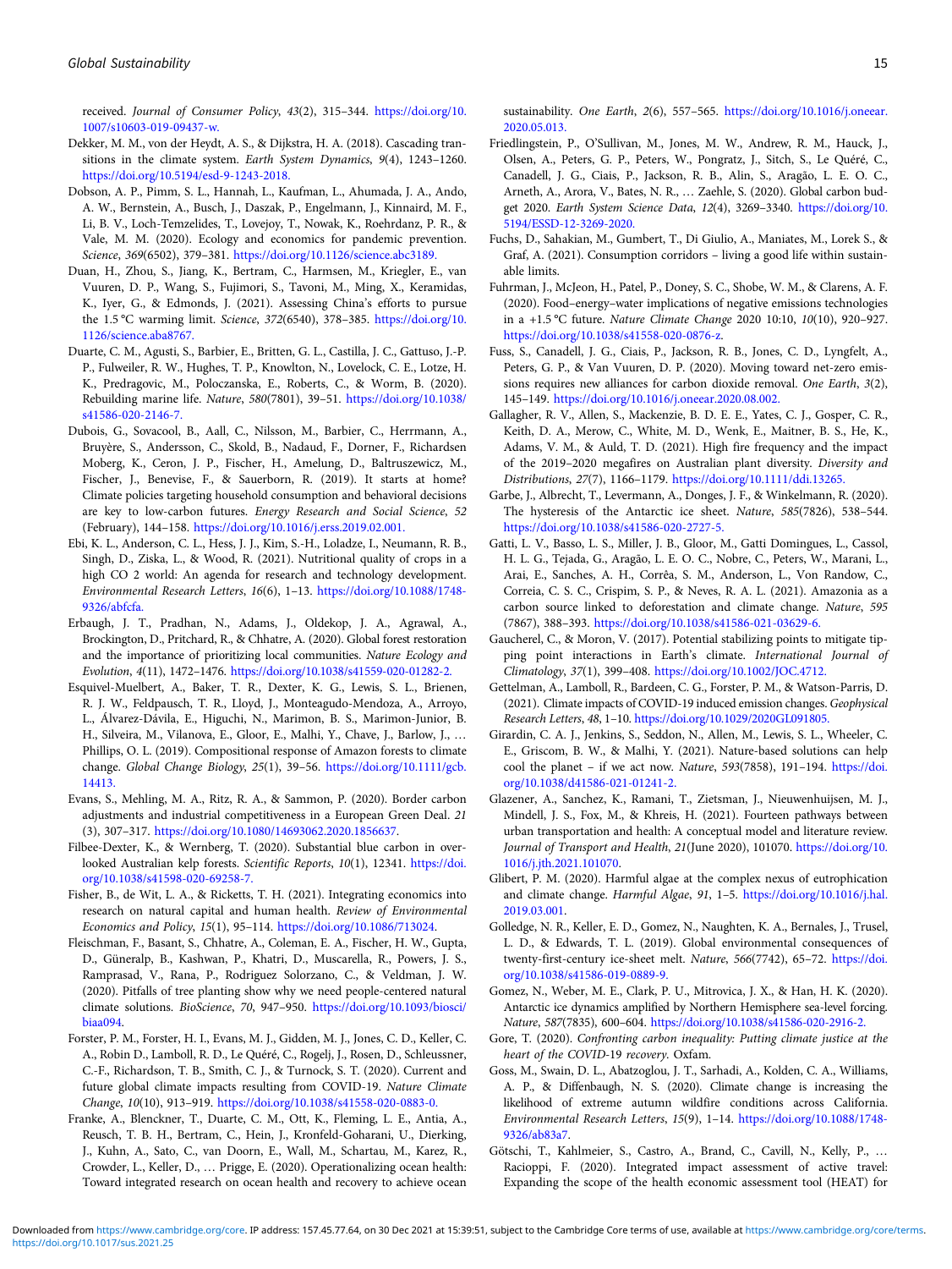received. *Journal of Consumer Policy*, *43*(2), 315–344. https://doi.org/10.1007/s10603-019-09437-w.

Dekker, M. M., von der Heydt, A. S., & Dijkstra, H. A. (2018). Cascading transitions in the climate system. *Earth System Dynamics*, *9*(4), 1243–1260. https://doi.org/10.5194/esd-9-1243-2018.

Dobson, A. P., Pimm, S. L., Hannah, L., Kaufman, L., Ahumada, J. A., Ando, A. W., Bernstein, A., Busch, J., Daszak, P., Engelmann, J., Kinnaird, M. F., Li, B. V., Loch-Temzelides, T., Lovejoy, T., Nowak, K., Roehrdanz, P. R., & Vale, M. M. (2020). Ecology and economics for pandemic prevention. *Science*, *369*(6502), 379–381. https://doi.org/10.1126/science.abc3189.

Duan, H., Zhou, S., Jiang, K., Bertram, C., Harmsen, M., Kriegler, E., van Vuuren, D. P., Wang, S., Fujimori, S., Tavoni, M., Ming, X., Keramidas, K., Iyer, G., & Edmonds, J. (2021). Assessing China's efforts to pursue the 1.5 °C warming limit. *Science*, *372*(6540), 378–385. https://doi.org/10.1126/science.aba8767.

Duarte, C. M., Agusti, S., Barbier, E., Britten, G. L., Castilla, J. C., Gattuso, J.-P., Fulweiler, R. W., Hughes, T. P., Knowlton, N., Lovelock, C. E., Lotze, H. K., Predragovic, M., Poloczanska, E., Roberts, C., & Worm, B. (2020). Rebuilding marine life. *Nature*, *580*(7801), 39–51. https://doi.org/10.1038/s41586-020-2146-7.

Dubois, G., Sovacool, B., Aall, C., Nilsson, M., Barbier, C., Herrmann, A., Bruyère, S., Andersson, C., Skold, B., Nadaud, F., Dorner, F., Richardsen Moberg, K., Ceron, J. P., Fischer, H., Amelung, D., Baltruszewicz, M., Fischer, J., Benevise, F., & Sauerborn, R. (2019). It starts at home? Climate policies targeting household consumption and behavioral decisions are key to low-carbon futures. *Energy Research and Social Science*, *52* (February), 144–158. https://doi.org/10.1016/j.erss.2019.02.001.

Ebi, K. L., Anderson, C. L., Hess, J. J., Kim, S.-H., Loladze, I., Neumann, R. B., Singh, D., Ziska, L., & Wood, R. (2021). Nutritional quality of crops in a high CO 2 world: An agenda for research and technology development. *Environmental Research Letters*, *16*(6), 1–13. https://doi.org/10.1088/1748-9326/abfcfa.

Erbaugh, J. T., Pradhan, N., Adams, J., Oldekop, J. A., Agrawal, A., Brockington, D., Pritchard, R., & Chhatre, A. (2020). Global forest restoration and the importance of prioritizing local communities. *Nature Ecology and Evolution*, *4*(11), 1472–1476. https://doi.org/10.1038/s41559-020-01282-2.

Esquivel-Muelbert, A., Baker, T. R., Dexter, K. G., Lewis, S. L., Brienen, R. J. W., Feldpausch, T. R., Lloyd, J., Monteagudo-Mendoza, A., Arroyo, L., Álvarez-Dávila, E., Higuchi, N., Marimon, B. S., Marimon-Junior, B. H., Silveira, M., Vilanova, E., Gloor, E., Malhi, Y., Chave, J., Barlow, J., … Phillips, O. L. (2019). Compositional response of Amazon forests to climate change. *Global Change Biology*, *25*(1), 39–56. https://doi.org/10.1111/gcb.14413.

Evans, S., Mehling, M. A., Ritz, R. A., & Sammon, P. (2020). Border carbon adjustments and industrial competitiveness in a European Green Deal. *21* (3), 307–317. https://doi.org/10.1080/14693062.2020.1856637.

Filbee-Dexter, K., & Wernberg, T. (2020). Substantial blue carbon in overlooked Australian kelp forests. *Scientific Reports*, *10*(1), 12341. https://doi.org/10.1038/s41598-020-69258-7.

Fisher, B., de Wit, L. A., & Ricketts, T. H. (2021). Integrating economics into research on natural capital and human health. *Review of Environmental Economics and Policy*, *15*(1), 95–114. https://doi.org/10.1086/713024.

Fleischman, F., Basant, S., Chhatre, A., Coleman, E. A., Fischer, H. W., Gupta, D., Güneralp, B., Kashwan, P., Khatri, D., Muscarella, R., Powers, J. S., Ramprasad, V., Rana, P., Rodriguez Solorzano, C., & Veldman, J. W. (2020). Pitfalls of tree planting show why we need people-centered natural climate solutions. *BioScience*, *70*, 947–950. https://doi.org/10.1093/biosci/biaa094.

Forster, P. M., Forster, H. I., Evans, M. J., Gidden, M. J., Jones, C. D., Keller, C. A., Robin D., Lamboll, R. D., Le Quéré, C., Rogelj, J., Rosen, D., Schleussner, C.-F., Richardson, T. B., Smith, C. J., & Turnock, S. T. (2020). Current and future global climate impacts resulting from COVID-19. *Nature Climate Change*, *10*(10), 913–919. https://doi.org/10.1038/s41558-020-0883-0.

Franke, A., Blenckner, T., Duarte, C. M., Ott, K., Fleming, L. E., Antia, A., Reusch, T. B. H., Bertram, C., Hein, J., Kronfeld-Goharani, U., Dierking, J., Kuhn, A., Sato, C., van Doorn, E., Wall, M., Schartau, M., Karez, R., Crowder, L., Keller, D., … Prigge, E. (2020). Operationalizing ocean health: Toward integrated research on ocean health and recovery to achieve ocean sustainability. *One Earth*, *2*(6), 557–565. https://doi.org/10.1016/j.oneear.2020.05.013.

Friedlingstein, P., O'Sullivan, M., Jones, M. W., Andrew, R. M., Hauck, J., Olsen, A., Peters, G. P., Peters, W., Pongratz, J., Sitch, S., Le Quéré, C., Canadell, J. G., Ciais, P., Jackson, R. B., Alin, S., Aragão, L. E. O. C., Arneth, A., Arora, V., Bates, N. R., … Zaehle, S. (2020). Global carbon budget 2020. *Earth System Science Data*, *12*(4), 3269–3340. https://doi.org/10.5194/ESSD-12-3269-2020.

Fuchs, D., Sahakian, M., Gumbert, T., Di Giulio, A., Maniates, M., Lorek S., & Graf, A. (2021). Consumption corridors – living a good life within sustainable limits.

Fuhrman, J., McJeon, H., Patel, P., Doney, S. C., Shobe, W. M., & Clarens, A. F. (2020). Food–energy–water implications of negative emissions technologies in a +1.5 °C future. *Nature Climate Change* 2020 10:10, *10*(10), 920–927. https://doi.org/10.1038/s41558-020-0876-z.

Fuss, S., Canadell, J. G., Ciais, P., Jackson, R. B., Jones, C. D., Lyngfelt, A., Peters, G. P., & Van Vuuren, D. P. (2020). Moving toward net-zero emissions requires new alliances for carbon dioxide removal. *One Earth*, *3*(2), 145–149. https://doi.org/10.1016/j.oneear.2020.08.002.

Gallagher, R. V., Allen, S., Mackenzie, B. D. E., Yates, C. J., Gosper, C. R., Keith, D. A., Merow, C., White, M. D., Wenk, E., Maitner, B. S., He, K., Adams, V. M., & Auld, T. D. (2021). High fire frequency and the impact of the 2019–2020 megafires on Australian plant diversity. *Diversity and Distributions*, *27*(7), 1166–1179. https://doi.org/10.1111/ddi.13265.

Garbe, J., Albrecht, T., Levermann, A., Donges, J. F., & Winkelmann, R. (2020). The hysteresis of the Antarctic ice sheet. *Nature*, *585*(7826), 538–544. https://doi.org/10.1038/s41586-020-2727-5.

Gatti, L. V., Basso, L. S., Miller, J. B., Gloor, M., Gatti Domingues, L., Cassol, H. L. G., Tejada, G., Aragão, L. E. O. C., Nobre, C., Peters, W., Marani, L., Arai, E., Sanches, A. H., Corrêa, S. M., Anderson, L., Von Randow, C., Correia, C. S. C., Crispim, S. P., & Neves, R. A. L. (2021). Amazonia as a carbon source linked to deforestation and climate change. *Nature*, *595* (7867), 388–393. https://doi.org/10.1038/s41586-021-03629-6.

Gaucherel, C., & Moron, V. (2017). Potential stabilizing points to mitigate tipping point interactions in Earth's climate. *International Journal of Climatology*, *37*(1), 399–408. https://doi.org/10.1002/JOC.4712.

Gettelman, A., Lamboll, R., Bardeen, C. G., Forster, P. M., & Watson-Parris, D. (2021). Climate impacts of COVID-19 induced emission changes. *Geophysical Research Letters*, *48*, 1–10. https://doi.org/10.1029/2020GL091805.

Girardin, C. A. J., Jenkins, S., Seddon, N., Allen, M., Lewis, S. L., Wheeler, C. E., Griscom, B. W., & Malhi, Y. (2021). Nature-based solutions can help cool the planet – if we act now. *Nature*, *593*(7858), 191–194. https://doi.org/10.1038/d41586-021-01241-2.

Glazener, A., Sanchez, K., Ramani, T., Zietsman, J., Nieuwenhuijsen, M. J., Mindell, J. S., Fox, M., & Khreis, H. (2021). Fourteen pathways between urban transportation and health: A conceptual model and literature review. *Journal of Transport and Health*, *21*(June 2020), 101070. https://doi.org/10.1016/j.jth.2021.101070.

Glibert, P. M. (2020). Harmful algae at the complex nexus of eutrophication and climate change. *Harmful Algae*, *91*, 1–5. https://doi.org/10.1016/j.hal.2019.03.001.

Golledge, N. R., Keller, E. D., Gomez, N., Naughten, K. A., Bernales, J., Trusel, L. D., & Edwards, T. L. (2019). Global environmental consequences of twenty-first-century ice-sheet melt. *Nature*, *566*(7742), 65–72. https://doi.org/10.1038/s41586-019-0889-9.

Gomez, N., Weber, M. E., Clark, P. U., Mitrovica, J. X., & Han, H. K. (2020). Antarctic ice dynamics amplified by Northern Hemisphere sea-level forcing. *Nature*, *587*(7835), 600–604. https://doi.org/10.1038/s41586-020-2916-2.

Gore, T. (2020). *Confronting carbon inequality: Putting climate justice at the heart of the COVID-19 recovery.* Oxfam.

Goss, M., Swain, D. L., Abatzoglou, J. T., Sarhadi, A., Kolden, C. A., Williams, A. P., & Diffenbaugh, N. S. (2020). Climate change is increasing the likelihood of extreme autumn wildfire conditions across California. *Environmental Research Letters*, *15*(9), 1–14. https://doi.org/10.1088/1748-9326/ab83a7.

Götschi, T., Kahlmeier, S., Castro, A., Brand, C., Cavill, N., Kelly, P., … Racioppi, F. (2020). Integrated impact assessment of active travel: Expanding the scope of the health economic assessment tool (HEAT) for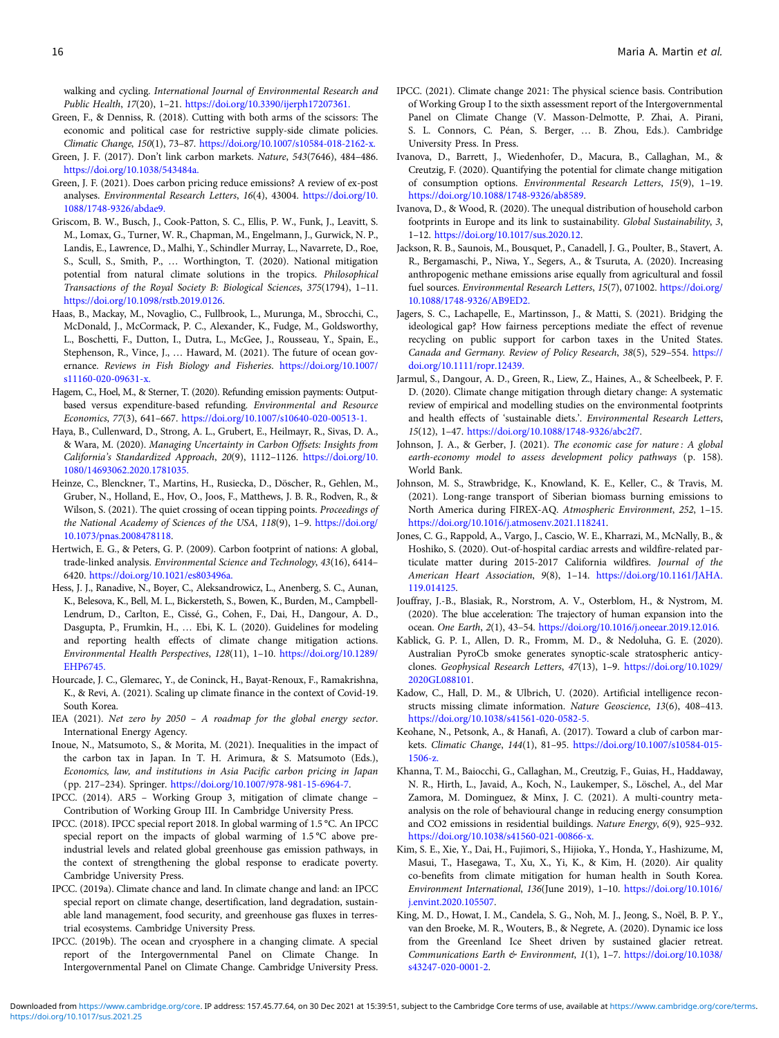walking and cycling. *International Journal of Environmental Research and Public Health*, *17*(20), 1–21. https://doi.org/10.3390/ijerph17207361.

Green, F., & Denniss, R. (2018). Cutting with both arms of the scissors: The economic and political case for restrictive supply-side climate policies. *Climatic Change*, *150*(1), 73–87. https://doi.org/10.1007/s10584-018-2162-x.

Green, J. F. (2017). Don't link carbon markets. *Nature*, *543*(7646), 484–486. https://doi.org/10.1038/543484a.

Green, J. F. (2021). Does carbon pricing reduce emissions? A review of ex-post analyses. *Environmental Research Letters*, *16*(4), 43004. https://doi.org/10.1088/1748-9326/abdae9.

Griscom, B. W., Busch, J., Cook-Patton, S. C., Ellis, P. W., Funk, J., Leavitt, S. M., Lomax, G., Turner, W. R., Chapman, M., Engelmann, J., Gurwick, N. P., Landis, E., Lawrence, D., Malhi, Y., Schindler Murray, L., Navarrete, D., Roe, S., Scull, S., Smith, P., … Worthington, T. (2020). National mitigation potential from natural climate solutions in the tropics. *Philosophical Transactions of the Royal Society B: Biological Sciences*, *375*(1794), 1–11. https://doi.org/10.1098/rstb.2019.0126.

Haas, B., Mackay, M., Novaglio, C., Fullbrook, L., Murunga, M., Sbrocchi, C., McDonald, J., McCormack, P. C., Alexander, K., Fudge, M., Goldsworthy, L., Boschetti, F., Dutton, I., Dutra, L., McGee, J., Rousseau, Y., Spain, E., Stephenson, R., Vince, J., … Haward, M. (2021). The future of ocean governance. *Reviews in Fish Biology and Fisheries*. https://doi.org/10.1007/s11160-020-09631-x.

Hagem, C., Hoel, M., & Sterner, T. (2020). Refunding emission payments: Output-based versus expenditure-based refunding. *Environmental and Resource Economics*, *77*(3), 641–667. https://doi.org/10.1007/s10640-020-00513-1.

Haya, B., Cullenward, D., Strong, A. L., Grubert, E., Heilmayr, R., Sivas, D. A., & Wara, M. (2020). *Managing Uncertainty in Carbon Offsets: Insights from California's Standardized Approach*, *20*(9), 1112–1126. https://doi.org/10.1080/14693062.2020.1781035.

Heinze, C., Blenckner, T., Martins, H., Rusiecka, D., Döscher, R., Gehlen, M., Gruber, N., Holland, E., Hov, O., Joos, F., Matthews, J. B. R., Rodven, R., & Wilson, S. (2021). The quiet crossing of ocean tipping points. *Proceedings of the National Academy of Sciences of the USA*, *118*(9), 1–9. https://doi.org/10.1073/pnas.2008478118.

Hertwich, E. G., & Peters, G. P. (2009). Carbon footprint of nations: A global, trade-linked analysis. *Environmental Science and Technology*, *43*(16), 6414–6420. https://doi.org/10.1021/es803496a.

Hess, J. J., Ranadive, N., Boyer, C., Aleksandrowicz, L., Anenberg, S. C., Aunan, K., Belesova, K., Bell, M. L., Bickersteth, S., Bowen, K., Burden, M., Campbell-Lendrum, D., Carlton, E., Cissé, G., Cohen, F., Dai, H., Dangour, A. D., Dasgupta, P., Frumkin, H., … Ebi, K. L. (2020). Guidelines for modeling and reporting health effects of climate change mitigation actions. *Environmental Health Perspectives*, *128*(11), 1–10. https://doi.org/10.1289/EHP6745.

Hourcade, J. C., Glemarec, Y., de Coninck, H., Bayat-Renoux, F., Ramakrishna, K., & Revi, A. (2021). Scaling up climate finance in the context of Covid-19. South Korea.

IEA (2021). *Net zero by 2050 – A roadmap for the global energy sector*. International Energy Agency.

Inoue, N., Matsumoto, S., & Morita, M. (2021). Inequalities in the impact of the carbon tax in Japan. In T. H. Arimura, & S. Matsumoto (Eds.), *Economics, law, and institutions in Asia Pacific carbon pricing in Japan* (pp. 217–234). Springer. https://doi.org/10.1007/978-981-15-6964-7.

IPCC. (2014). AR5 – Working Group 3, mitigation of climate change – Contribution of Working Group III. In Cambridge University Press.

IPCC. (2018). IPCC special report 2018. In global warming of 1.5 °C. An IPCC special report on the impacts of global warming of 1.5 °C above pre-industrial levels and related global greenhouse gas emission pathways, in the context of strengthening the global response to eradicate poverty. Cambridge University Press.

IPCC. (2019a). Climate chance and land. In climate change and land: an IPCC special report on climate change, desertification, land degradation, sustainable land management, food security, and greenhouse gas fluxes in terrestrial ecosystems. Cambridge University Press.

IPCC. (2019b). The ocean and cryosphere in a changing climate. A special report of the Intergovernmental Panel on Climate Change. In Intergovernmental Panel on Climate Change. Cambridge University Press.

IPCC. (2021). Climate change 2021: The physical science basis. Contribution of Working Group I to the sixth assessment report of the Intergovernmental Panel on Climate Change (V. Masson-Delmotte, P. Zhai, A. Pirani, S. L. Connors, C. Péan, S. Berger, … B. Zhou, Eds.). Cambridge University Press. In Press.

Ivanova, D., Barrett, J., Wiedenhofer, D., Macura, B., Callaghan, M., & Creutzig, F. (2020). Quantifying the potential for climate change mitigation of consumption options. *Environmental Research Letters*, *15*(9), 1–19. https://doi.org/10.1088/1748-9326/ab8589.

Ivanova, D., & Wood, R. (2020). The unequal distribution of household carbon footprints in Europe and its link to sustainability. *Global Sustainability*, *3*, 1–12. https://doi.org/10.1017/sus.2020.12.

Jackson, R. B., Saunois, M., Bousquet, P., Canadell, J. G., Poulter, B., Stavert, A. R., Bergamaschi, P., Niwa, Y., Segers, A., & Tsuruta, A. (2020). Increasing anthropogenic methane emissions arise equally from agricultural and fossil fuel sources. *Environmental Research Letters*, *15*(7), 071002. https://doi.org/10.1088/1748-9326/AB9ED2.

Jagers, S. C., Lachapelle, E., Martinsson, J., & Matti, S. (2021). Bridging the ideological gap? How fairness perceptions mediate the effect of revenue recycling on public support for carbon taxes in the United States. Canada and Germany. *Review of Policy Research*, *38*(5), 529–554. https://doi.org/10.1111/ropr.12439.

Jarmul, S., Dangour, A. D., Green, R., Liew, Z., Haines, A., & Scheelbeek, P. F. D. (2020). Climate change mitigation through dietary change: A systematic review of empirical and modelling studies on the environmental footprints and health effects of 'sustainable diets.'. *Environmental Research Letters*, *15*(12), 1–47. https://doi.org/10.1088/1748-9326/abc2f7.

Johnson, J. A., & Gerber, J. (2021). *The economic case for nature : A global earth-economy model to assess development policy pathways* (p. 158). World Bank.

Johnson, M. S., Strawbridge, K., Knowland, K. E., Keller, C., & Travis, M. (2021). Long-range transport of Siberian biomass burning emissions to North America during FIREX-AQ. *Atmospheric Environment*, *252*, 1–15. https://doi.org/10.1016/j.atmosenv.2021.118241.

Jones, C. G., Rappold, A., Vargo, J., Cascio, W. E., Kharrazi, M., McNally, B., & Hoshiko, S. (2020). Out-of-hospital cardiac arrests and wildfire-related particulate matter during 2015-2017 California wildfires. *Journal of the American Heart Association*, *9*(8), 1–14. https://doi.org/10.1161/JAHA.119.014125.

Jouffray, J.-B., Blasiak, R., Norstrom, A. V., Osterblom, H., & Nystrom, M. (2020). The blue acceleration: The trajectory of human expansion into the ocean. *One Earth*, *2*(1), 43–54. https://doi.org/10.1016/j.oneear.2019.12.016.

Kablick, G. P. I., Allen, D. R., Fromm, M. D., & Nedoluha, G. E. (2020). Australian PyroCb smoke generates synoptic-scale stratospheric anticyclones. *Geophysical Research Letters*, *47*(13), 1–9. https://doi.org/10.1029/2020GL088101.

Kadow, C., Hall, D. M., & Ulbrich, U. (2020). Artificial intelligence reconstructs missing climate information. *Nature Geoscience*, *13*(6), 408–413. https://doi.org/10.1038/s41561-020-0582-5.

Keohane, N., Petsonk, A., & Hanafi, A. (2017). Toward a club of carbon markets. *Climatic Change*, *144*(1), 81–95. https://doi.org/10.1007/s10584-015-1506-z.

Khanna, T. M., Baiocchi, G., Callaghan, M., Creutzig, F., Guias, H., Haddaway, N. R., Hirth, L., Javaid, A., Koch, N., Laukemper, S., Löschel, A., del Mar Zamora, M. Dominguez, & Minx, J. C. (2021). A multi-country meta-analysis on the role of behavioural change in reducing energy consumption and CO2 emissions in residential buildings. *Nature Energy*, *6*(9), 925–932. https://doi.org/10.1038/s41560-021-00866-x.

Kim, S. E., Xie, Y., Dai, H., Fujimori, S., Hijioka, Y., Honda, Y., Hashizume, M, Masui, T., Hasegawa, T., Xu, X., Yi, K., & Kim, H. (2020). Air quality co-benefits from climate mitigation for human health in South Korea. *Environment International*, *136*(June 2019), 1–10. https://doi.org/10.1016/j.envint.2020.105507.

King, M. D., Howat, I. M., Candela, S. G., Noh, M. J., Jeong, S., Noël, B. P. Y., van den Broeke, M. R., Wouters, B., & Negrete, A. (2020). Dynamic ice loss from the Greenland Ice Sheet driven by sustained glacier retreat. *Communications Earth & Environment*, *1*(1), 1–7. https://doi.org/10.1038/s43247-020-0001-2.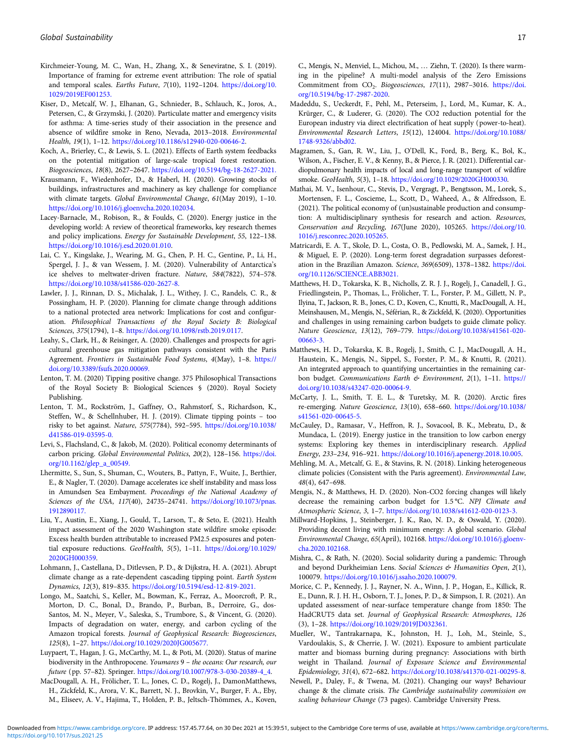Kirchmeier-Young, M. C., Wan, H., Zhang, X., & Seneviratne, S. I. (2019). Importance of framing for extreme event attribution: The role of spatial and temporal scales. *Earths Future*, *7*(10), 1192–1204. https://doi.org/10.1029/2019EF001253.

Kiser, D., Metcalf, W. J., Elhanan, G., Schnieder, B., Schlauch, K., Joros, A., Petersen, C., & Grzymski, J. (2020). Particulate matter and emergency visits for asthma: A time-series study of their association in the presence and absence of wildfire smoke in Reno, Nevada, 2013–2018. *Environmental Health*, *19*(1), 1–12. https://doi.org/10.1186/s12940-020-00646-2.

Koch, A., Brierley, C., & Lewis, S. L. (2021). Effects of Earth system feedbacks on the potential mitigation of large-scale tropical forest restoration. *Biogeosciences*, *18*(8), 2627–2647. https://doi.org/10.5194/bg-18-2627-2021.

Krausmann, F., Wiedenhofer, D., & Haberl, H. (2020). Growing stocks of buildings, infrastructures and machinery as key challenge for compliance with climate targets. *Global Environmental Change*, *61*(May 2019), 1–10. https://doi.org/10.1016/j.gloenvcha.2020.102034.

Lacey-Barnacle, M., Robison, R., & Foulds, C. (2020). Energy justice in the developing world: A review of theoretical frameworks, key research themes and policy implications. *Energy for Sustainable Development*, *55*, 122–138. https://doi.org/10.1016/j.esd.2020.01.010.

Lai, C. Y., Kingslake, J., Wearing, M. G., Chen, P. H. C., Gentine, P., Li, H., Spergel, J. J., & van Wessem, J. M. (2020). Vulnerability of Antarctica's ice shelves to meltwater-driven fracture. *Nature*, *584*(7822), 574–578. https://doi.org/10.1038/s41586-020-2627-8.

Lawler, J. J., Rinnan, D. S., Michalak, J. L., Withey, J. C., Randels, C. R., & Possingham, H. P. (2020). Planning for climate change through additions to a national protected area network: Implications for cost and configuration. *Philosophical Transactions of the Royal Society B: Biological Sciences*, *375*(1794), 1–8. https://doi.org/10.1098/rstb.2019.0117.

Leahy, S., Clark, H., & Reisinger, A. (2020). Challenges and prospects for agricultural greenhouse gas mitigation pathways consistent with the Paris Agreement. *Frontiers in Sustainable Food Systems*, *4*(May), 1–8. https://doi.org/10.3389/fsufs.2020.00069.

Lenton, T. M. (2020) Tipping positive change. 375 Philosophical Transactions of the Royal Society B: Biological Sciences § (2020). Royal Society Publishing.

Lenton, T. M., Rockström, J., Gaffney, O., Rahmstorf, S., Richardson, K., Steffen, W., & Schellnhuber, H. J. (2019). Climate tipping points – too risky to bet against. *Nature*, *575*(7784), 592–595. https://doi.org/10.1038/d41586-019-03595-0.

Levi, S., Flachsland, C., & Jakob, M. (2020). Political economy determinants of carbon pricing. *Global Environmental Politics*, *20*(2), 128–156. https://doi.org/10.1162/glep_a_00549.

Lhermitte, S., Sun, S., Shuman, C., Wouters, B., Pattyn, F., Wuite, J., Berthier, E., & Nagler, T. (2020). Damage accelerates ice shelf instability and mass loss in Amundsen Sea Embayment. *Proceedings of the National Academy of Sciences of the USA*, *117*(40), 24735–24741. https://doi.org/10.1073/pnas.1912890117.

Liu, Y., Austin, E., Xiang, J., Gould, T., Larson, T., & Seto, E. (2021). Health impact assessment of the 2020 Washington state wildfire smoke episode: Excess health burden attributable to increased PM2.5 exposures and potential exposure reductions. *GeoHealth*, *5*(5), 1–11. https://doi.org/10.1029/2020GH000359.

Lohmann, J., Castellana, D., Ditlevsen, P. D., & Dijkstra, H. A. (2021). Abrupt climate change as a rate-dependent cascading tipping point. *Earth System Dynamics*, *12*(3), 819–835. https://doi.org/10.5194/esd-12-819-2021.

Longo, M., Saatchi, S., Keller, M., Bowman, K., Ferraz, A., Moorcroft, P. R., Morton, D. C., Bonal, D., Brando, P., Burban, B., Derroire, G., dos-Santos, M. N., Meyer, V., Saleska, S., Trumbore, S., & Vincent, G. (2020). Impacts of degradation on water, energy, and carbon cycling of the Amazon tropical forests. *Journal of Geophysical Research: Biogeosciences*, *125*(8), 1–27. https://doi.org/10.1029/2020JG005677.

Luypaert, T., Hagan, J. G., McCarthy, M. L., & Poti, M. (2020). Status of marine biodiversity in the Anthropocene. *Youmares 9 – the oceans: Our research, our future* (pp. 57–82). Springer. https://doi.org/10.1007/978-3-030-20389-4_4.

MacDougall, A. H., Frölicher, T. L., Jones, C. D., Rogelj, J., DamonMatthews, H., Zickfeld, K., Arora, V. K., Barrett, N. J., Brovkin, V., Burger, F. A., Eby, M., Eliseev, A. V., Hajima, T., Holden, P. B., Jeltsch-Thömmes, A., Koven, C., Mengis, N., Menviel, L., Michou, M., … Ziehn, T. (2020). Is there warming in the pipeline? A multi-model analysis of the Zero Emissions Commitment from $CO_2$. *Biogeosciences*, *17*(11), 2987–3016. https://doi.org/10.5194/bg-17-2987-2020.

Madeddu, S., Ueckerdt, F., Pehl, M., Peterseim, J., Lord, M., Kumar, K. A., Krürger, C., & Luderer, G. (2020). The CO2 reduction potential for the European industry via direct electrification of heat supply (power-to-heat). *Environmental Research Letters*, *15*(12), 124004. https://doi.org/10.1088/1748-9326/abbd02.

Magzamen, S., Gan, R. W., Liu, J., O'Dell, K., Ford, B., Berg, K., Bol, K., Wilson, A., Fischer, E. V., & Kenny, B., & Pierce, J. R. (2021). Differential cardiopulmonary health impacts of local and long-range transport of wildfire smoke. *GeoHealth*, *5*(3), 1–18. https://doi.org/10.1029/2020GH000330.

Mathai, M. V., Isenhour, C., Stevis, D., Vergragt, P., Bengtsson, M., Lorek, S., Mortensen, F. L., Coscieme, L., Scott, D., Waheed, A., & Alfredsson, E. (2021). The political economy of (un)sustainable production and consumption: A multidisciplinary synthesis for research and action. *Resources, Conservation and Recycling*, *167*(June 2020), 105265. https://doi.org/10.1016/j.resconrec.2020.105265.

Matricardi, E. A. T., Skole, D. L., Costa, O. B., Pedlowski, M. A., Samek, J. H., & Miguel, E. P. (2020). Long-term forest degradation surpasses deforestation in the Brazilian Amazon. *Science*, *369*(6509), 1378–1382. https://doi.org/10.1126/SCIENCE.ABB3021.

Matthews, H. D., Tokarska, K. B., Nicholls, Z. R. J. J., Rogelj, J., Canadell, J. G., Friedlingstein, P., Thomas, L., Frölicher, T. L., Forster, P. M., Gillett, N. P., Ilyina, T., Jackson, R. B., Jones, C. D., Koven, C., Knutti, R., MacDougall, A. H., Meinshausen, M., Mengis, N., Séférian, R., & Zickfeld, K. (2020). Opportunities and challenges in using remaining carbon budgets to guide climate policy. *Nature Geoscience*, *13*(12), 769–779. https://doi.org/10.1038/s41561-020-00663-3.

Matthews, H. D., Tokarska, K. B., Rogelj, J., Smith, C. J., MacDougall, A. H., Haustein, K., Mengis, N., Sippel, S., Forster, P. M., & Knutti, R. (2021). An integrated approach to quantifying uncertainties in the remaining carbon budget. *Communications Earth & Environment*, *2*(1), 1–11. https://doi.org/10.1038/s43247-020-00064-9.

McCarty, J. L., Smith, T. E. L., & Turetsky, M. R. (2020). Arctic fires re-emerging. *Nature Geoscience*, *13*(10), 658–660. https://doi.org/10.1038/s41561-020-00645-5.

McCauley, D., Ramasar, V., Heffron, R. J., Sovacool, B. K., Mebratu, D., & Mundaca, L. (2019). Energy justice in the transition to low carbon energy systems: Exploring key themes in interdisciplinary research. *Applied Energy*, *233–234*, 916–921. https://doi.org/10.1016/j.apenergy.2018.10.005.

Mehling, M. A., Metcalf, G. E., & Stavins, R. N. (2018). Linking heterogeneous climate policies (Consistent with the Paris agreement). *Environmental Law*, *48*(4), 647–698.

Mengis, N., & Matthews, H. D. (2020). Non-CO2 forcing changes will likely decrease the remaining carbon budget for 1.5 °C. *NPJ Climate and Atmospheric Science*, *3*, 1–7. https://doi.org/10.1038/s41612-020-0123-3.

Millward-Hopkins, J., Steinberger, J. K., Rao, N. D., & Oswald, Y. (2020). Providing decent living with minimum energy: A global scenario. *Global Environmental Change*, *65*(April), 102168. https://doi.org/10.1016/j.gloenvcha.2020.102168.

Mishra, C., & Rath, N. (2020). Social solidarity during a pandemic: Through and beyond Durkheimian Lens. *Social Sciences & Humanities Open*, *2*(1), 100079. https://doi.org/10.1016/j.ssaho.2020.100079.

Morice, C. P., Kennedy, J. J., Rayner, N. A., Winn, J. P., Hogan, E., Killick, R. E., Dunn, R. J. H. H., Osborn, T. J., Jones, P. D., & Simpson, I. R. (2021). An updated assessment of near-surface temperature change from 1850: The HadCRUT5 data set. *Journal of Geophysical Research: Atmospheres*, *126* (3), 1–28. https://doi.org/10.1029/2019JD032361.

Mueller, W., Tantrakarnapa, K., Johnston, H. J., Loh, M., Steinle, S., Vardoulakis, S., & Cherrie, J. W. (2021). Exposure to ambient particulate matter and biomass burning during pregnancy: Associations with birth weight in Thailand. *Journal of Exposure Science and Environmental Epidemiology*, *31*(4), 672–682. https://doi.org/10.1038/s41370-021-00295-8.

Newell, P., Daley, F., & Twena, M. (2021). Changing our ways? Behaviour change & the climate crisis. *The Cambridge sustainability commission on scaling behaviour Change* (73 pages). Cambridge University Press.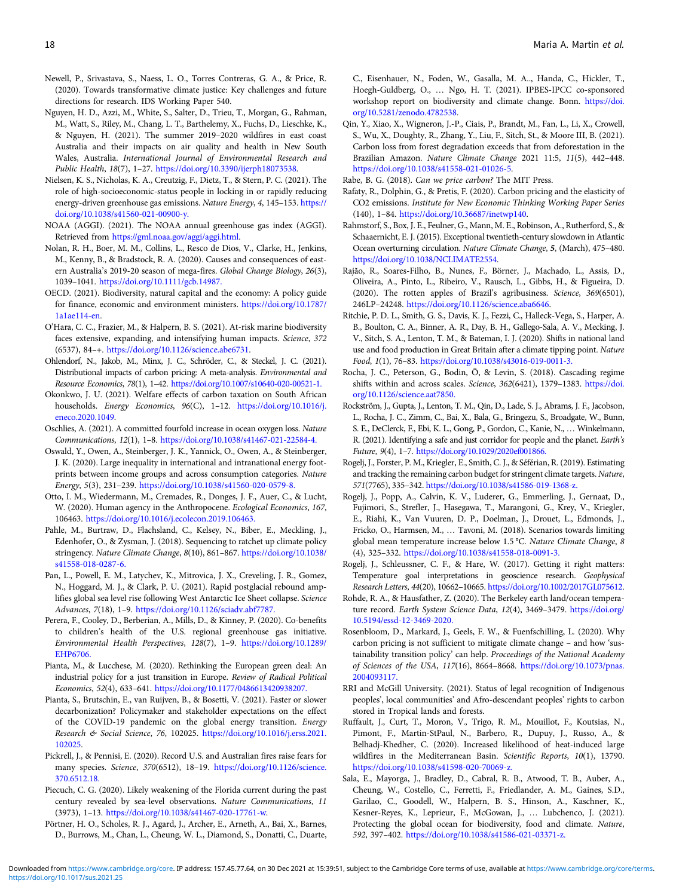Newell, P., Srivastava, S., Naess, L. O., Torres Contreras, G. A., & Price, R. (2020). Towards transformative climate justice: Key challenges and future directions for research. IDS Working Paper 540.

Nguyen, H. D., Azzi, M., White, S., Salter, D., Trieu, T., Morgan, G., Rahman, M., Watt, S., Riley, M., Chang, L. T., Barthelemy, X., Fuchs, D., Lieschke, K., & Nguyen, H. (2021). The summer 2019–2020 wildfires in east coast Australia and their impacts on air quality and health in New South Wales, Australia. *International Journal of Environmental Research and Public Health*, *18*(7), 1–27. https://doi.org/10.3390/ijerph18073538.

Nielsen, K. S., Nicholas, K. A., Creutzig, F., Dietz, T., & Stern, P. C. (2021). The role of high-socioeconomic-status people in locking in or rapidly reducing energy-driven greenhouse gas emissions. *Nature Energy*, *4*, 145–153. https://doi.org/10.1038/s41560-021-00900-y.

NOAA (AGGI). (2021). The NOAA annual greenhouse gas index (AGGI). Retrieved from https://gml.noaa.gov/aggi/aggi.html.

Nolan, R. H., Boer, M. M., Collins, L., Resco de Dios, V., Clarke, H., Jenkins, M., Kenny, B., & Bradstock, R. A. (2020). Causes and consequences of eastern Australia's 2019-20 season of mega-fires. *Global Change Biology*, *26*(3), 1039–1041. https://doi.org/10.1111/gcb.14987.

OECD. (2021). Biodiversity, natural capital and the economy: A policy guide for finance, economic and environment ministers. https://doi.org/10.1787/1a1ae114-en.

O'Hara, C. C., Frazier, M., & Halpern, B. S. (2021). At-risk marine biodiversity faces extensive, expanding, and intensifying human impacts. *Science*, *372* (6537), 84–+. https://doi.org/10.1126/science.abe6731.

Ohlendorf, N., Jakob, M., Minx, J. C., Schröder, C., & Steckel, J. C. (2021). Distributional impacts of carbon pricing: A meta-analysis. *Environmental and Resource Economics*, *78*(1), 1–42. https://doi.org/10.1007/s10640-020-00521-1.

Okonkwo, J. U. (2021). Welfare effects of carbon taxation on South African households. *Energy Economics*, *96*(C), 1–12. https://doi.org/10.1016/j.eneco.2020.1049.

Oschlies, A. (2021). A committed fourfold increase in ocean oxygen loss. *Nature Communications*, *12*(1), 1–8. https://doi.org/10.1038/s41467-021-22584-4.

Oswald, Y., Owen, A., Steinberger, J. K., Yannick, O., Owen, A., & Steinberger, J. K. (2020). Large inequality in international and intranational energy footprints between income groups and across consumption categories. *Nature Energy*, *5*(3), 231–239. https://doi.org/10.1038/s41560-020-0579-8.

Otto, I. M., Wiedermann, M., Cremades, R., Donges, J. F., Auer, C., & Lucht, W. (2020). Human agency in the Anthropocene. *Ecological Economics*, *167*, 106463. https://doi.org/10.1016/j.ecolecon.2019.106463.

Pahle, M., Burtraw, D., Flachsland, C., Kelsey, N., Biber, E., Meckling, J., Edenhofer, O., & Zysman, J. (2018). Sequencing to ratchet up climate policy stringency. *Nature Climate Change*, *8*(10), 861–867. https://doi.org/10.1038/s41558-018-0287-6.

Pan, L., Powell, E. M., Latychev, K., Mitrovica, J. X., Creveling, J. R., Gomez, N., Hoggard, M. J., & Clark, P. U. (2021). Rapid postglacial rebound amplifies global sea level rise following West Antarctic Ice Sheet collapse. *Science Advances*, *7*(18), 1–9. https://doi.org/10.1126/sciadv.abf7787.

Perera, F., Cooley, D., Berberian, A., Mills, D., & Kinney, P. (2020). Co-benefits to children's health of the U.S. regional greenhouse gas initiative. *Environmental Health Perspectives*, *128*(7), 1–9. https://doi.org/10.1289/EHP6706.

Pianta, M., & Lucchese, M. (2020). Rethinking the European green deal: An industrial policy for a just transition in Europe. *Review of Radical Political Economics*, *52*(4), 633–641. https://doi.org/10.1177/0486613420938207.

Pianta, S., Brutschin, E., van Ruijven, B., & Bosetti, V. (2021). Faster or slower decarbonization? Policymaker and stakeholder expectations on the effect of the COVID-19 pandemic on the global energy transition. *Energy Research & Social Science*, *76*, 102025. https://doi.org/10.1016/j.erss.2021.102025.

Pickrell, J., & Pennisi, E. (2020). Record U.S. and Australian fires raise fears for many species. *Science*, *370*(6512), 18–19. https://doi.org/10.1126/science.370.6512.18.

Piecuch, C. G. (2020). Likely weakening of the Florida current during the past century revealed by sea-level observations. *Nature Communications*, *11* (3973), 1–13. https://doi.org/10.1038/s41467-020-17761-w.

Pörtner, H. O., Scholes, R. J., Agard, J., Archer, E., Arneth, A., Bai, X., Barnes, D., Burrows, M., Chan, L., Cheung, W. L., Diamond, S., Donatti, C., Duarte, C., Eisenhauer, N., Foden, W., Gasalla, M. A., Handa, C., Hickler, T., Hoegh-Guldberg, O., … Ngo, H. T. (2021). IPBES-IPCC co-sponsored workshop report on biodiversity and climate change. Bonn. https://doi.org/10.5281/zenodo.4782538.

Qin, Y., Xiao, X., Wigneron, J.-P., Ciais, P., Brandt, M., Fan, L., Li, X., Crowell, S., Wu, X., Doughty, R., Zhang, Y., Liu, F., Sitch, St., & Moore III, B. (2021). Carbon loss from forest degradation exceeds that from deforestation in the Brazilian Amazon. *Nature Climate Change* 2021 11:5, *11*(5), 442–448. https://doi.org/10.1038/s41558-021-01026-5.

Rabe, B. G. (2018). *Can we price carbon?* The MIT Press.

Rafaty, R., Dolphin, G., & Pretis, F. (2020). Carbon pricing and the elasticity of CO2 emissions. *Institute for New Economic Thinking Working Paper Series* (140), 1–84. https://doi.org/10.36687/inetwp140.

Rahmstorf, S., Box, J. E., Feulner, G., Mann, M. E., Robinson, A., Rutherford, S., & Schaaernicht, E. J. (2015). Exceptional twentieth-century slowdown in Atlantic Ocean overturning circulation. *Nature Climate Change*, **5**, (March), 475–480. https://doi.org/10.1038/NCLIMATE2554.

Rajão, R., Soares-Filho, B., Nunes, F., Börner, J., Machado, L., Assis, D., Oliveira, A., Pinto, L., Ribeiro, V., Rausch, L., Gibbs, H., & Figueira, D. (2020). The rotten apples of Brazil's agribusiness. *Science*, *369*(6501), 246LP–24248. https://doi.org/10.1126/science.aba6646.

Ritchie, P. D. L., Smith, G. S., Davis, K. J., Fezzi, C., Halleck-Vega, S., Harper, A. B., Boulton, C. A., Binner, A. R., Day, B. H., Gallego-Sala, A. V., Mecking, J. V., Sitch, S. A., Lenton, T. M., & Bateman, I. J. (2020). Shifts in national land use and food production in Great Britain after a climate tipping point. *Nature Food*, *1*(1), 76–83. https://doi.org/10.1038/s43016-019-0011-3.

Rocha, J. C., Peterson, G., Bodin, Ö, & Levin, S. (2018). Cascading regime shifts within and across scales. *Science*, *362*(6421), 1379–1383. https://doi.org/10.1126/science.aat7850.

Rockström, J., Gupta, J., Lenton, T. M., Qin, D., Lade, S. J., Abrams, J. F., Jacobson, L., Rocha, J. C., Zimm, C., Bai, X., Bala, G., Bringezu, S., Broadgate, W., Bunn, S. E., DeClerck, F., Ebi, K. L., Gong, P., Gordon, C., Kanie, N., … Winkelmann, R. (2021). Identifying a safe and just corridor for people and the planet. *Earth's Future*, *9*(4), 1–7. https://doi.org/10.1029/2020ef001866.

Rogelj, J., Forster, P. M., Kriegler, E., Smith, C. J., & Séférian, R. (2019). Estimating and tracking the remaining carbon budget for stringent climate targets. *Nature*, *571*(7765), 335–342. https://doi.org/10.1038/s41586-019-1368-z.

Rogelj, J., Popp, A., Calvin, K. V., Luderer, G., Emmerling, J., Gernaat, D., Fujimori, S., Strefler, J., Hasegawa, T., Marangoni, G., Krey, V., Kriegler, E., Riahi, K., Van Vuuren, D. P., Doelman, J., Drouet, L., Edmonds, J., Fricko, O., Harmsen, M., … Tavoni, M. (2018). Scenarios towards limiting global mean temperature increase below 1.5 °C. *Nature Climate Change*, *8* (4), 325–332. https://doi.org/10.1038/s41558-018-0091-3.

Rogelj, J., Schleussner, C. F., & Hare, W. (2017). Getting it right matters: Temperature goal interpretations in geoscience research. *Geophysical Research Letters*, *44*(20), 10662–10665. https://doi.org/10.1002/2017GL075612.

Rohde, R. A., & Hausfather, Z. (2020). The Berkeley earth land/ocean temperature record. *Earth System Science Data*, *12*(4), 3469–3479. https://doi.org/10.5194/essd-12-3469-2020.

Rosenbloom, D., Markard, J., Geels, F. W., & Fuenfschilling, L. (2020). Why carbon pricing is not sufficient to mitigate climate change – and how 'sustainability transition policy' can help. *Proceedings of the National Academy of Sciences of the USA*, *117*(16), 8664–8668. https://doi.org/10.1073/pnas.2004093117.

RRI and McGill University. (2021). Status of legal recognition of Indigenous peoples', local communities' and Afro-descendant peoples' rights to carbon stored in Tropical lands and forests.

Ruffault, J., Curt, T., Moron, V., Trigo, R. M., Mouillot, F., Koutsias, N., Pimont, F., Martin-StPaul, N., Barbero, R., Dupuy, J., Russo, A., & Belhadj-Khedher, C. (2020). Increased likelihood of heat-induced large wildfires in the Mediterranean Basin. *Scientific Reports*, *10*(1), 13790. https://doi.org/10.1038/s41598-020-70069-z.

Sala, E., Mayorga, J., Bradley, D., Cabral, R. B., Atwood, T. B., Auber, A., Cheung, W., Costello, C., Ferretti, F., Friedlander, A. M., Gaines, S.D., Garilao, C., Goodell, W., Halpern, B. S., Hinson, A., Kaschner, K., Kesner-Reyes, K., Leprieur, F., McGowan, J., … Lubchenco, J. (2021). Protecting the global ocean for biodiversity, food and climate. *Nature*, *592*, 397–402. https://doi.org/10.1038/s41586-021-03371-z.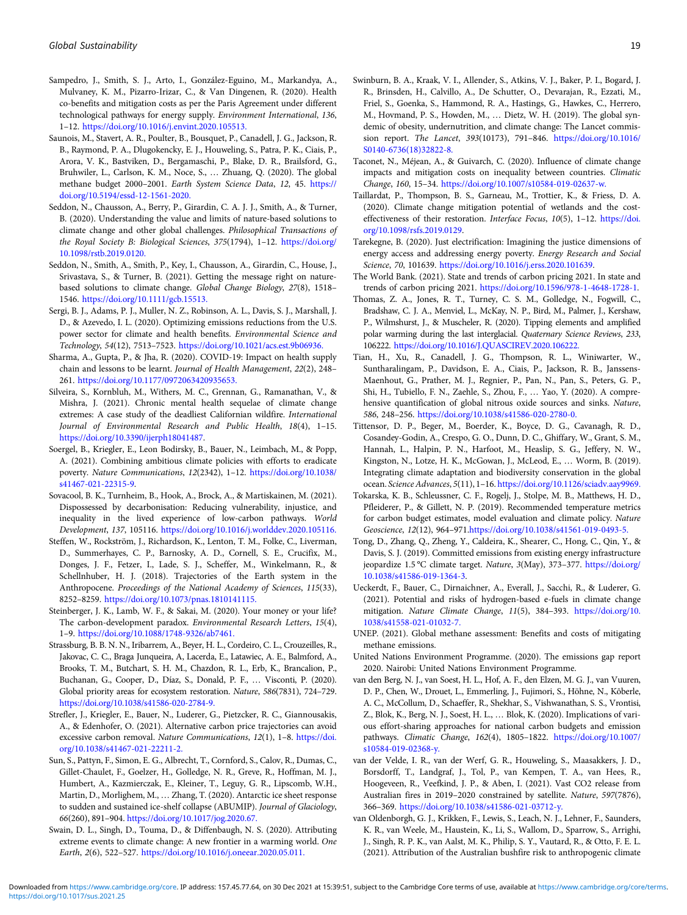Sampedro, J., Smith, S. J., Arto, I., González-Eguino, M., Markandya, A., Mulvaney, K. M., Pizarro-Irizar, C., & Van Dingenen, R. (2020). Health co-benefits and mitigation costs as per the Paris Agreement under different technological pathways for energy supply. *Environment International*, *136*, 1–12. https://doi.org/10.1016/j.envint.2020.105513.

Saunois, M., Stavert, A. R., Poulter, B., Bousquet, P., Canadell, J. G., Jackson, R. B., Raymond, P. A., Dlugokencky, E. J., Houweling, S., Patra, P. K., Ciais, P., Arora, V. K., Bastviken, D., Bergamaschi, P., Blake, D. R., Brailsford, G., Bruhwiler, L., Carlson, K. M., Noce, S., … Zhuang, Q. (2020). The global methane budget 2000–2001. *Earth System Science Data*, *12*, 45. https://doi.org/10.5194/essd-12-1561-2020.

Seddon, N., Chausson, A., Berry, P., Girardin, C. A. J. J., Smith, A., & Turner, B. (2020). Understanding the value and limits of nature-based solutions to climate change and other global challenges. *Philosophical Transactions of the Royal Society B: Biological Sciences*, *375*(1794), 1–12. https://doi.org/10.1098/rstb.2019.0120.

Seddon, N., Smith, A., Smith, P., Key, I., Chausson, A., Girardin, C., House, J., Srivastava, S., & Turner, B. (2021). Getting the message right on nature-based solutions to climate change. *Global Change Biology*, *27*(8), 1518–1546. https://doi.org/10.1111/gcb.15513.

Sergi, B. J., Adams, P. J., Muller, N. Z., Robinson, A. L., Davis, S. J., Marshall, J. D., & Azevedo, I. L. (2020). Optimizing emissions reductions from the U.S. power sector for climate and health benefits. *Environmental Science and Technology*, *54*(12), 7513–7523. https://doi.org/10.1021/acs.est.9b06936.

Sharma, A., Gupta, P., & Jha, R. (2020). COVID-19: Impact on health supply chain and lessons to be learnt. *Journal of Health Management*, *22*(2), 248–261. https://doi.org/10.1177/0972063420935653.

Silveira, S., Kornbluh, M., Withers, M. C., Grennan, G., Ramanathan, V., & Mishra, J. (2021). Chronic mental health sequelae of climate change extremes: A case study of the deadliest Californian wildfire. *International Journal of Environmental Research and Public Health*, *18*(4), 1–15. https://doi.org/10.3390/ijerph18041487.

Soergel, B., Kriegler, E., Leon Bodirsky, B., Bauer, N., Leimbach, M., & Popp, A. (2021). Combining ambitious climate policies with efforts to eradicate poverty. *Nature Communications*, *12*(2342), 1–12. https://doi.org/10.1038/s41467-021-22315-9.

Sovacool, B. K., Turnheim, B., Hook, A., Brock, A., & Martiskainen, M. (2021). Dispossessed by decarbonisation: Reducing vulnerability, injustice, and inequality in the lived experience of low-carbon pathways. *World Development*, *137*, 105116. https://doi.org/10.1016/j.worlddev.2020.105116.

Steffen, W., Rockström, J., Richardson, K., Lenton, T. M., Folke, C., Liverman, D., Summerhayes, C. P., Barnosky, A. D., Cornell, S. E., Crucifix, M., Donges, J. F., Fetzer, I., Lade, S. J., Scheffer, M., Winkelmann, R., & Schellnhuber, H. J. (2018). Trajectories of the Earth system in the Anthropocene. *Proceedings of the National Academy of Sciences*, *115*(33), 8252–8259. https://doi.org/10.1073/pnas.1810141115.

Steinberger, J. K., Lamb, W. F., & Sakai, M. (2020). Your money or your life? The carbon-development paradox. *Environmental Research Letters*, *15*(4), 1–9. https://doi.org/10.1088/1748-9326/ab7461.

Strassburg, B. B. N. N., Iribarrem, A., Beyer, H. L., Cordeiro, C. L., Crouzeilles, R., Jakovac, C. C., Braga Junqueira, A, Lacerda, E., Latawiec, A. E., Balmford, A., Brooks, T. M., Butchart, S. H. M., Chazdon, R. L., Erb, K., Brancalion, P., Buchanan, G., Cooper, D., Díaz, S., Donald, P. F., … Visconti, P. (2020). Global priority areas for ecosystem restoration. *Nature*, *586*(7831), 724–729. https://doi.org/10.1038/s41586-020-2784-9.

Strefler, J., Kriegler, E., Bauer, N., Luderer, G., Pietzcker, R. C., Giannousakis, A., & Edenhofer, O. (2021). Alternative carbon price trajectories can avoid excessive carbon removal. *Nature Communications*, *12*(1), 1–8. https://doi.org/10.1038/s41467-021-22211-2.

Sun, S., Pattyn, F., Simon, E. G., Albrecht, T., Cornford, S., Calov, R., Dumas, C., Gillet-Chaulet, F., Goelzer, H., Golledge, N. R., Greve, R., Hoffman, M. J., Humbert, A., Kazmierczak, E., Kleiner, T., Leguy, G. R., Lipscomb, W.H., Martin, D., Morlighem, M., … Zhang, T. (2020). Antarctic ice sheet response to sudden and sustained ice-shelf collapse (ABUMIP). *Journal of Glaciology*, *66*(260), 891–904. https://doi.org/10.1017/jog.2020.67.

Swain, D. L., Singh, D., Touma, D., & Diffenbaugh, N. S. (2020). Attributing extreme events to climate change: A new frontier in a warming world. *One Earth*, *2*(6), 522–527. https://doi.org/10.1016/j.oneear.2020.05.011.

Swinburn, B. A., Kraak, V. I., Allender, S., Atkins, V. J., Baker, P. I., Bogard, J. R., Brinsden, H., Calvillo, A., De Schutter, O., Devarajan, R., Ezzati, M., Friel, S., Goenka, S., Hammond, R. A., Hastings, G., Hawkes, C., Herrero, M., Hovmand, P. S., Howden, M., … Dietz, W. H. (2019). The global syndemic of obesity, undernutrition, and climate change: The Lancet commission report. *The Lancet*, *393*(10173), 791–846. https://doi.org/10.1016/S0140-6736(18)32822-8.

Taconet, N., Méjean, A., & Guivarch, C. (2020). Influence of climate change impacts and mitigation costs on inequality between countries. *Climatic Change*, *160*, 15–34. https://doi.org/10.1007/s10584-019-02637-w.

Taillardat, P., Thompson, B. S., Garneau, M., Trottier, K., & Friess, D. A. (2020). Climate change mitigation potential of wetlands and the cost-effectiveness of their restoration. *Interface Focus*, *10*(5), 1–12. https://doi.org/10.1098/rsfs.2019.0129.

Tarekegne, B. (2020). Just electrification: Imagining the justice dimensions of energy access and addressing energy poverty. *Energy Research and Social Science*, *70*, 101639. https://doi.org/10.1016/j.erss.2020.101639.

The World Bank. (2021). State and trends of carbon pricing 2021. In state and trends of carbon pricing 2021. https://doi.org/10.1596/978-1-4648-1728-1.

Thomas, Z. A., Jones, R. T., Turney, C. S. M., Golledge, N., Fogwill, C., Bradshaw, C. J. A., Menviel, L., McKay, N. P., Bird, M., Palmer, J., Kershaw, P., Wilmshurst, J., & Muscheler, R. (2020). Tipping elements and amplified polar warming during the last interglacial. *Quaternary Science Reviews*, *233*, 106222. https://doi.org/10.1016/J.QUASCIREV.2020.106222.

Tian, H., Xu, R., Canadell, J. G., Thompson, R. L., Winiwarter, W., Suntharalingam, P., Davidson, E. A., Ciais, P., Jackson, R. B., Janssens-Maenhout, G., Prather, M. J., Regnier, P., Pan, N., Pan, S., Peters, G. P., Shi, H., Tubiello, F. N., Zaehle, S., Zhou, F., … Yao, Y. (2020). A comprehensive quantification of global nitrous oxide sources and sinks. *Nature*, *586*, 248–256. https://doi.org/10.1038/s41586-020-2780-0.

Tittensor, D. P., Beger, M., Boerder, K., Boyce, D. G., Cavanagh, R. D., Cosandey-Godin, A., Crespo, G. O., Dunn, D. C., Ghiffary, W., Grant, S. M., Hannah, L., Halpin, P. N., Harfoot, M., Heaslip, S. G., Jeffery, N. W., Kingston, N., Lotze, H. K., McGowan, J., McLeod, E., … Worm, B. (2019). Integrating climate adaptation and biodiversity conservation in the global ocean. *Science Advances*, *5*(11), 1–16. https://doi.org/10.1126/sciadv.aay9969.

Tokarska, K. B., Schleussner, C. F., Rogelj, J., Stolpe, M. B., Matthews, H. D., Pfleiderer, P., & Gillett, N. P. (2019). Recommended temperature metrics for carbon budget estimates, model evaluation and climate policy. *Nature Geoscience*, *12*(12), 964–971.https://doi.org/10.1038/s41561-019-0493-5.

Tong, D., Zhang, Q., Zheng, Y., Caldeira, K., Shearer, C., Hong, C., Qin, Y., & Davis, S. J. (2019). Committed emissions from existing energy infrastructure jeopardize 1.5 °C climate target. *Nature*, *3*(May), 373–377. https://doi.org/10.1038/s41586-019-1364-3.

Ueckerdt, F., Bauer, C., Dirnaichner, A., Everall, J., Sacchi, R., & Luderer, G. (2021). Potential and risks of hydrogen-based e-fuels in climate change mitigation. *Nature Climate Change*, *11*(5), 384–393. https://doi.org/10.1038/s41558-021-01032-7.

UNEP. (2021). Global methane assessment: Benefits and costs of mitigating methane emissions.

United Nations Environment Programme. (2020). The emissions gap report 2020. Nairobi: United Nations Environment Programme.

van den Berg, N. J., van Soest, H. L., Hof, A. F., den Elzen, M. G. J., van Vuuren, D. P., Chen, W., Drouet, L., Emmerling, J., Fujimori, S., Höhne, N., Kõberle, A. C., McCollum, D., Schaeffer, R., Shekhar, S., Vishwanathan, S. S., Vrontisi, Z., Blok, K., Berg, N. J., Soest, H. L., … Blok, K. (2020). Implications of various effort-sharing approaches for national carbon budgets and emission pathways. *Climatic Change*, *162*(4), 1805–1822. https://doi.org/10.1007/s10584-019-02368-y.

van der Velde, I. R., van der Werf, G. R., Houweling, S., Maasakkers, J. D., Borsdorff, T., Landgraf, J., Tol, P., van Kempen, T. A., van Hees, R., Hoogeveen, R., Veefkind, J. P., & Aben, I. (2021). Vast CO2 release from Australian fires in 2019–2020 constrained by satellite. *Nature*, *597*(7876), 366–369. https://doi.org/10.1038/s41586-021-03712-y.

van Oldenborgh, G. J., Krikken, F., Lewis, S., Leach, N. J., Lehner, F., Saunders, K. R., van Weele, M., Haustein, K., Li, S., Wallom, D., Sparrow, S., Arrighi, J., Singh, R. P. K., van Aalst, M. K., Philip, S. Y., Vautard, R., & Otto, F. E. L. (2021). Attribution of the Australian bushfire risk to anthropogenic climate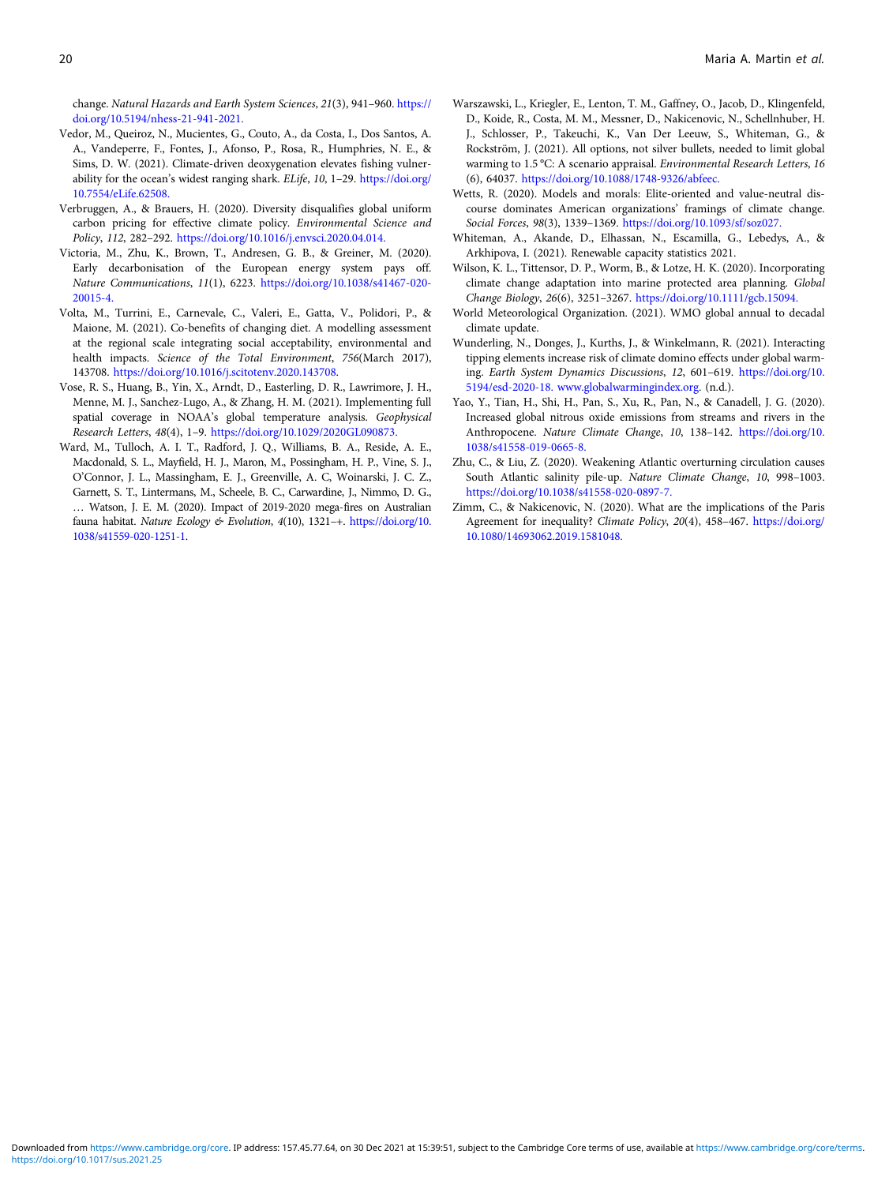change. *Natural Hazards and Earth System Sciences*, *21*(3), 941–960. https://doi.org/10.5194/nhess-21-941-2021.

Vedor, M., Queiroz, N., Mucientes, G., Couto, A., da Costa, I., Dos Santos, A. A., Vandeperre, F., Fontes, J., Afonso, P., Rosa, R., Humphries, N. E., & Sims, D. W. (2021). Climate-driven deoxygenation elevates fishing vulnerability for the ocean's widest ranging shark. *ELife*, *10*, 1–29. https://doi.org/10.7554/eLife.62508.

Verbruggen, A., & Brauers, H. (2020). Diversity disqualifies global uniform carbon pricing for effective climate policy. *Environmental Science and Policy*, *112*, 282–292. https://doi.org/10.1016/j.envsci.2020.04.014.

Victoria, M., Zhu, K., Brown, T., Andresen, G. B., & Greiner, M. (2020). Early decarbonisation of the European energy system pays off. *Nature Communications*, *11*(1), 6223. https://doi.org/10.1038/s41467-020-20015-4.

Volta, M., Turrini, E., Carnevale, C., Valeri, E., Gatta, V., Polidori, P., & Maione, M. (2021). Co-benefits of changing diet. A modelling assessment at the regional scale integrating social acceptability, environmental and health impacts. *Science of the Total Environment*, *756*(March 2017), 143708. https://doi.org/10.1016/j.scitotenv.2020.143708.

Vose, R. S., Huang, B., Yin, X., Arndt, D., Easterling, D. R., Lawrimore, J. H., Menne, M. J., Sanchez-Lugo, A., & Zhang, H. M. (2021). Implementing full spatial coverage in NOAA's global temperature analysis. *Geophysical Research Letters*, *48*(4), 1–9. https://doi.org/10.1029/2020GL090873.

Ward, M., Tulloch, A. I. T., Radford, J. Q., Williams, B. A., Reside, A. E., Macdonald, S. L., Mayfield, H. J., Maron, M., Possingham, H. P., Vine, S. J., O'Connor, J. L., Massingham, E. J., Greenville, A. C, Woinarski, J. C. Z., Garnett, S. T., Lintermans, M., Scheele, B. C., Carwardine, J., Nimmo, D. G., … Watson, J. E. M. (2020). Impact of 2019-2020 mega-fires on Australian fauna habitat. *Nature Ecology & Evolution*, *4*(10), 1321–+. https://doi.org/10.1038/s41559-020-1251-1.

Warszawski, L., Kriegler, E., Lenton, T. M., Gaffney, O., Jacob, D., Klingenfeld, D., Koide, R., Costa, M. M., Messner, D., Nakicenovic, N., Schellnhuber, H. J., Schlosser, P., Takeuchi, K., Van Der Leeuw, S., Whiteman, G., & Rockström, J. (2021). All options, not silver bullets, needed to limit global warming to 1.5 °C: A scenario appraisal. *Environmental Research Letters*, *16* (6), 64037. https://doi.org/10.1088/1748-9326/abfeec.

Wetts, R. (2020). Models and morals: Elite-oriented and value-neutral discourse dominates American organizations' framings of climate change. *Social Forces*, *98*(3), 1339–1369. https://doi.org/10.1093/sf/soz027.

Whiteman, A., Akande, D., Elhassan, N., Escamilla, G., Lebedys, A., & Arkhipova, I. (2021). Renewable capacity statistics 2021.

Wilson, K. L., Tittensor, D. P., Worm, B., & Lotze, H. K. (2020). Incorporating climate change adaptation into marine protected area planning. *Global Change Biology*, *26*(6), 3251–3267. https://doi.org/10.1111/gcb.15094.

World Meteorological Organization. (2021). WMO global annual to decadal climate update.

Wunderling, N., Donges, J., Kurths, J., & Winkelmann, R. (2021). Interacting tipping elements increase risk of climate domino effects under global warming. *Earth System Dynamics Discussions*, *12*, 601–619. https://doi.org/10.5194/esd-2020-18. www.globalwarmingindex.org. (n.d.).

Yao, Y., Tian, H., Shi, H., Pan, S., Xu, R., Pan, N., & Canadell, J. G. (2020). Increased global nitrous oxide emissions from streams and rivers in the Anthropocene. *Nature Climate Change*, *10*, 138–142. https://doi.org/10.1038/s41558-019-0665-8.

Zhu, C., & Liu, Z. (2020). Weakening Atlantic overturning circulation causes South Atlantic salinity pile-up. *Nature Climate Change*, *10*, 998–1003. https://doi.org/10.1038/s41558-020-0897-7.

Zimm, C., & Nakicenovic, N. (2020). What are the implications of the Paris Agreement for inequality? *Climate Policy*, *20*(4), 458–467. https://doi.org/10.1080/14693062.2019.1581048.